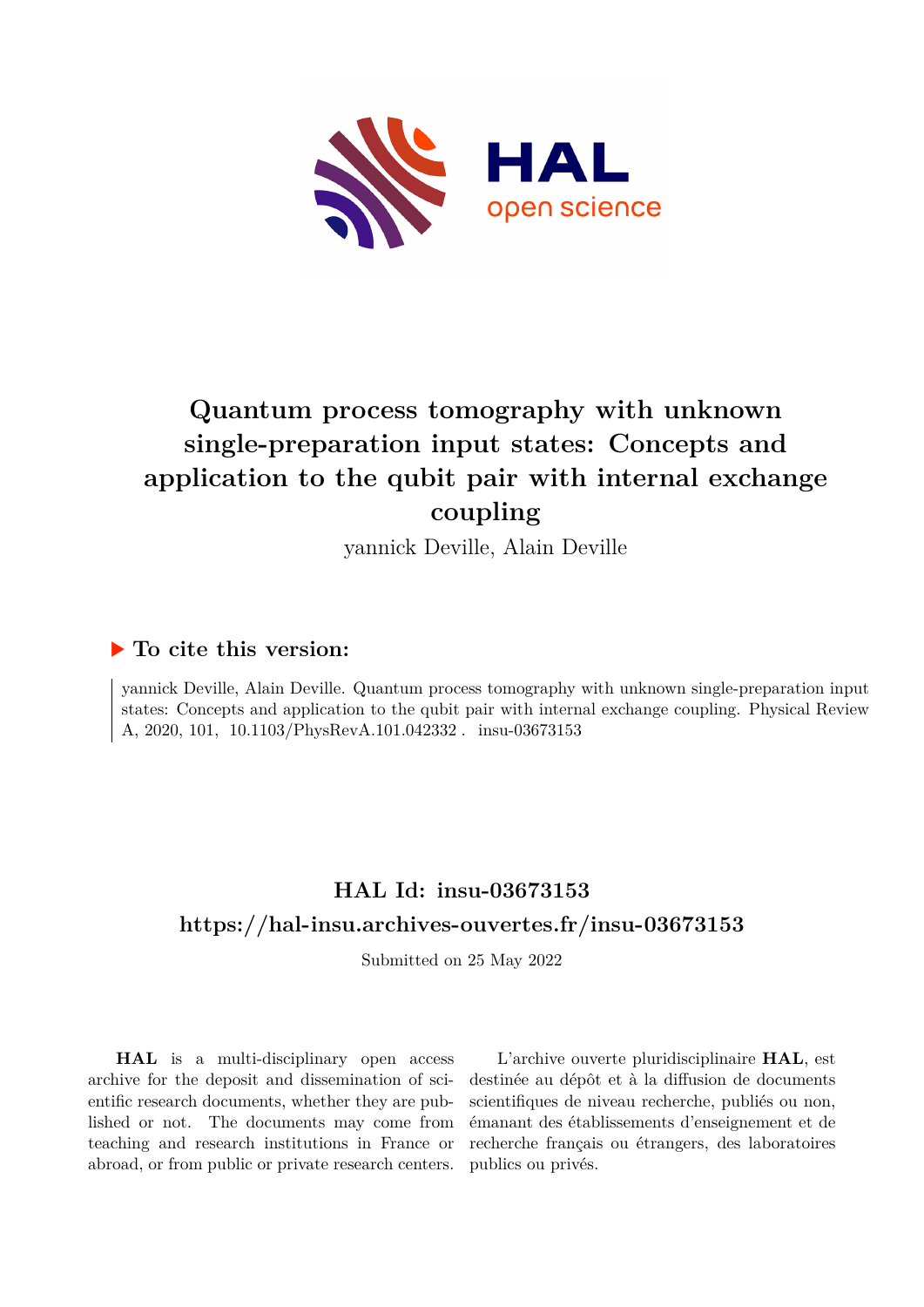# Quantum process tomography with unknown single-preparation input states: Concepts and application to the qubit pair with internal exchange coupling

yannick Deville, Alain Deville

## ▶ To cite this version:

yannick Deville, Alain Deville. Quantum process tomography with unknown single-preparation input states: Concepts and application to the qubit pair with internal exchange coupling. Physical Review A, 2020, 101, 10.1103/PhysRevA.101.042332. insu-03673153

## HAL Id: insu-03673153

## https://hal-insu.archives-ouvertes.fr/insu-03673153

Submitted on 25 May 2022

**HAL** is a multi-disciplinary open access archive for the deposit and dissemination of scientific research documents, whether they are published or not. The documents may come from teaching and research institutions in France or abroad, or from public or private research centers.

L'archive ouverte pluridisciplinaire **HAL**, est destinée au dépôt et à la diffusion de documents scientifiques de niveau recherche, publiés ou non, émanant des établissements d'enseignement et de recherche français ou étrangers, des laboratoires publics ou privés.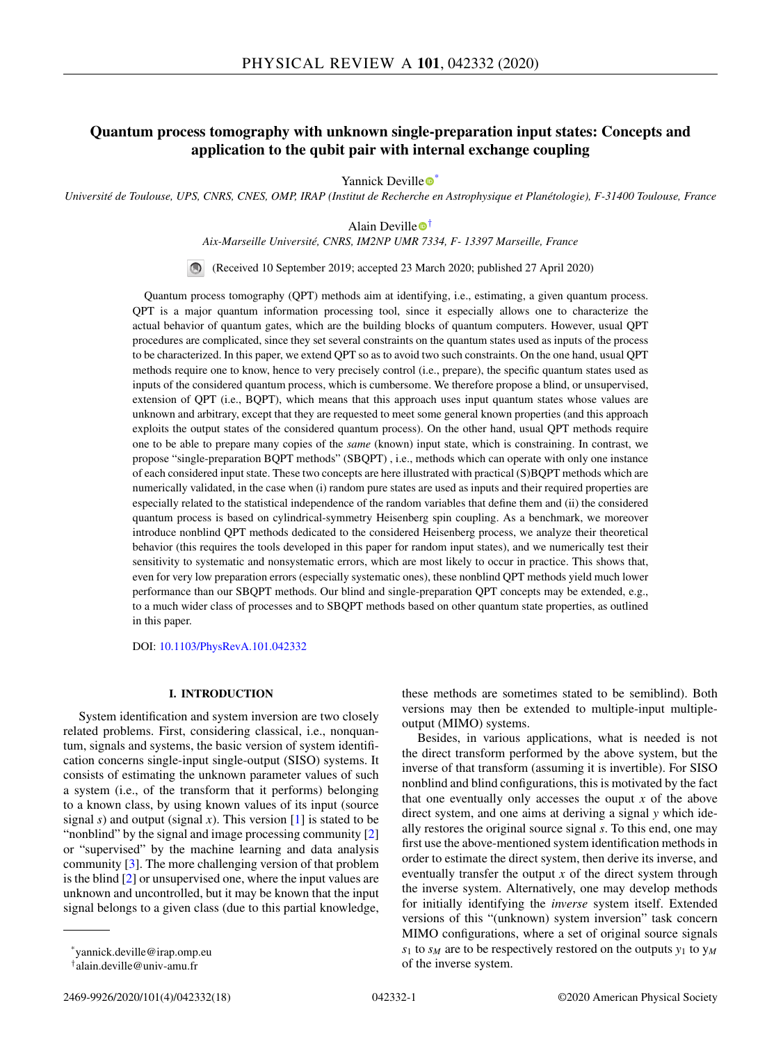# Quantum process tomography with unknown single-preparation input states: Concepts and application to the qubit pair with internal exchange coupling

Yannick Deville [*]

*Université de Toulouse, UPS, CNRS, CNES, OMP, IRAP (Institut de Recherche en Astrophysique et Planétologie), F-31400 Toulouse, France*

Alain Deville [†]

*Aix-Marseille Université, CNRS, IM2NP UMR 7334, F- 13397 Marseille, France*

(Received 10 September 2019; accepted 23 March 2020; published 27 April 2020)

Quantum process tomography (QPT) methods aim at identifying, i.e., estimating, a given quantum process. QPT is a major quantum information processing tool, since it especially allows one to characterize the actual behavior of quantum gates, which are the building blocks of quantum computers. However, usual QPT procedures are complicated, since they set several constraints on the quantum states used as inputs of the process to be characterized. In this paper, we extend QPT so as to avoid two such constraints. On the one hand, usual QPT methods require one to know, hence to very precisely control (i.e., prepare), the specific quantum states used as inputs of the considered quantum process, which is cumbersome. We therefore propose a blind, or unsupervised, extension of QPT (i.e., BQPT), which means that this approach uses input quantum states whose values are unknown and arbitrary, except that they are requested to meet some general known properties (and this approach exploits the output states of the considered quantum process). On the other hand, usual QPT methods require one to be able to prepare many copies of the *same* (known) input state, which is constraining. In contrast, we propose "single-preparation BQPT methods" (SBQPT) , i.e., methods which can operate with only one instance of each considered input state. These two concepts are here illustrated with practical (S)BQPT methods which are numerically validated, in the case when (i) random pure states are used as inputs and their required properties are especially related to the statistical independence of the random variables that define them and (ii) the considered quantum process is based on cylindrical-symmetry Heisenberg spin coupling. As a benchmark, we moreover introduce nonblind QPT methods dedicated to the considered Heisenberg process, we analyze their theoretical behavior (this requires the tools developed in this paper for random input states), and we numerically test their sensitivity to systematic and nonsystematic errors, which are most likely to occur in practice. This shows that, even for very low preparation errors (especially systematic ones), these nonblind QPT methods yield much lower performance than our SBQPT methods. Our blind and single-preparation QPT concepts may be extended, e.g., to a much wider class of processes and to SBQPT methods based on other quantum state properties, as outlined in this paper.

DOI: 10.1103/PhysRevA.101.042332

## I. INTRODUCTION

System identification and system inversion are two closely related problems. First, considering classical, i.e., nonquantum, signals and systems, the basic version of system identification concerns single-input single-output (SISO) systems. It consists of estimating the unknown parameter values of such a system (i.e., of the transform that it performs) belonging to a known class, by using known values of its input (source signal $s$) and output (signal $x$). This version [1] is stated to be "nonblind" by the signal and image processing community [2] or "supervised" by the machine learning and data analysis community [3]. The more challenging version of that problem is the blind [2] or unsupervised one, where the input values are unknown and uncontrolled, but it may be known that the input signal belongs to a given class (due to this partial knowledge, these methods are sometimes stated to be semiblind). Both versions may then be extended to multiple-input multiple-output (MIMO) systems.

Besides, in various applications, what is needed is not the direct transform performed by the above system, but the inverse of that transform (assuming it is invertible). For SISO nonblind and blind configurations, this is motivated by the fact that one eventually only accesses the ouput $x$ of the above direct system, and one aims at deriving a signal $y$ which ideally restores the original source signal $s$. To this end, one may first use the above-mentioned system identification methods in order to estimate the direct system, then derive its inverse, and eventually transfer the output $x$ of the direct system through the inverse system. Alternatively, one may develop methods for initially identifying the *inverse* system itself. Extended versions of this "(unknown) system inversion" task concern MIMO configurations, where a set of original source signals $s_1$ to $s_M$ are to be respectively restored on the outputs $y_1$ to $y_M$ of the inverse system.

[*] yannick.deville@irap.omp.eu

[†] alain.deville@univ-amu.fr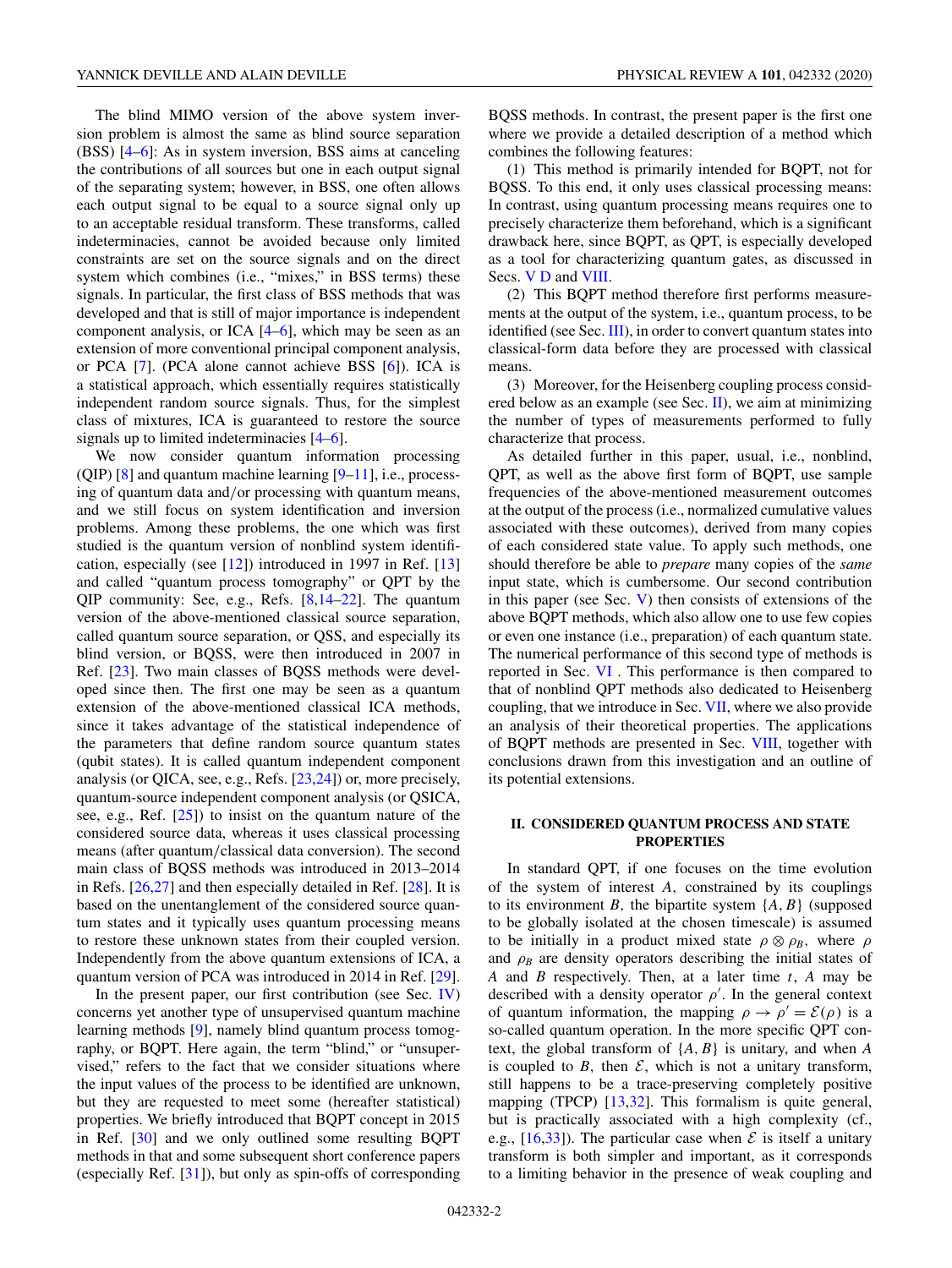The blind MIMO version of the above system inversion problem is almost the same as blind source separation (BSS) [4–6]: As in system inversion, BSS aims at canceling the contributions of all sources but one in each output signal of the separating system; however, in BSS, one often allows each output signal to be equal to a source signal only up to an acceptable residual transform. These transforms, called indeterminacies, cannot be avoided because only limited constraints are set on the source signals and on the direct system which combines (i.e., "mixes," in BSS terms) these signals. In particular, the first class of BSS methods that was developed and that is still of major importance is independent component analysis, or ICA [4–6], which may be seen as an extension of more conventional principal component analysis, or PCA [7]. (PCA alone cannot achieve BSS [6]). ICA is a statistical approach, which essentially requires statistically independent random source signals. Thus, for the simplest class of mixtures, ICA is guaranteed to restore the source signals up to limited indeterminacies [4–6].

We now consider quantum information processing (QIP) [8] and quantum machine learning [9–11], i.e., processing of quantum data and/or processing with quantum means, and we still focus on system identification and inversion problems. Among these problems, the one which was first studied is the quantum version of nonblind system identification, especially (see [12]) introduced in 1997 in Ref. [13] and called "quantum process tomography" or QPT by the QIP community: See, e.g., Refs. [8,14–22]. The quantum version of the above-mentioned classical source separation, called quantum source separation, or QSS, and especially its blind version, or BQSS, were then introduced in 2007 in Ref. [23]. Two main classes of BQSS methods were developed since then. The first one may be seen as a quantum extension of the above-mentioned classical ICA methods, since it takes advantage of the statistical independence of the parameters that define random source quantum states (qubit states). It is called quantum independent component analysis (or QICA, see, e.g., Refs. [23,24]) or, more precisely, quantum-source independent component analysis (or QSICA, see, e.g., Ref. [25]) to insist on the quantum nature of the considered source data, whereas it uses classical processing means (after quantum/classical data conversion). The second main class of BQSS methods was introduced in 2013–2014 in Refs. [26,27] and then especially detailed in Ref. [28]. It is based on the unentanglement of the considered source quantum states and it typically uses quantum processing means to restore these unknown states from their coupled version. Independently from the above quantum extensions of ICA, a quantum version of PCA was introduced in 2014 in Ref. [29].

In the present paper, our first contribution (see Sec. IV) concerns yet another type of unsupervised quantum machine learning methods [9], namely blind quantum process tomography, or BQPT. Here again, the term "blind," or "unsupervised," refers to the fact that we consider situations where the input values of the process to be identified are unknown, but they are requested to meet some (hereafter statistical) properties. We briefly introduced that BQPT concept in 2015 in Ref. [30] and we only outlined some resulting BQPT methods in that and some subsequent short conference papers (especially Ref. [31]), but only as spin-offs of corresponding BQSS methods. In contrast, the present paper is the first one where we provide a detailed description of a method which combines the following features:

(1) This method is primarily intended for BQPT, not for BQSS. To this end, it only uses classical processing means: In contrast, using quantum processing means requires one to precisely characterize them beforehand, which is a significant drawback here, since BQPT, as QPT, is especially developed as a tool for characterizing quantum gates, as discussed in Secs. V D and VIII.

(2) This BQPT method therefore first performs measurements at the output of the system, i.e., quantum process, to be identified (see Sec. III), in order to convert quantum states into classical-form data before they are processed with classical means.

(3) Moreover, for the Heisenberg coupling process considered below as an example (see Sec. II), we aim at minimizing the number of types of measurements performed to fully characterize that process.

As detailed further in this paper, usual, i.e., nonblind, QPT, as well as the above first form of BQPT, use sample frequencies of the above-mentioned measurement outcomes at the output of the process (i.e., normalized cumulative values associated with these outcomes), derived from many copies of each considered state value. To apply such methods, one should therefore be able to *prepare* many copies of the *same* input state, which is cumbersome. Our second contribution in this paper (see Sec. V) then consists of extensions of the above BQPT methods, which also allow one to use few copies or even one instance (i.e., preparation) of each quantum state. The numerical performance of this second type of methods is reported in Sec. VI . This performance is then compared to that of nonblind QPT methods also dedicated to Heisenberg coupling, that we introduce in Sec. VII, where we also provide an analysis of their theoretical properties. The applications of BQPT methods are presented in Sec. VIII, together with conclusions drawn from this investigation and an outline of its potential extensions.

## II. CONSIDERED QUANTUM PROCESS AND STATE PROPERTIES

In standard QPT, if one focuses on the time evolution of the system of interest $A$, constrained by its couplings to its environment $B$, the bipartite system $\{A, B\}$ (supposed to be globally isolated at the chosen timescale) is assumed to be initially in a product mixed state $\rho \otimes \rho_B$, where $\rho$ and $\rho_B$ are density operators describing the initial states of $A$ and $B$ respectively. Then, at a later time $t$, $A$ may be described with a density operator $\rho'$. In the general context of quantum information, the mapping $\rho \rightarrow \rho' = \mathcal{E}(\rho)$ is a so-called quantum operation. In the more specific QPT context, the global transform of $\{A, B\}$ is unitary, and when $A$ is coupled to $B$, then $\mathcal{E}$, which is not a unitary transform, still happens to be a trace-preserving completely positive mapping (TPCP) [13,32]. This formalism is quite general, but is practically associated with a high complexity (cf., e.g., [16,33]). The particular case when $\mathcal{E}$ is itself a unitary transform is both simpler and important, as it corresponds to a limiting behavior in the presence of weak coupling and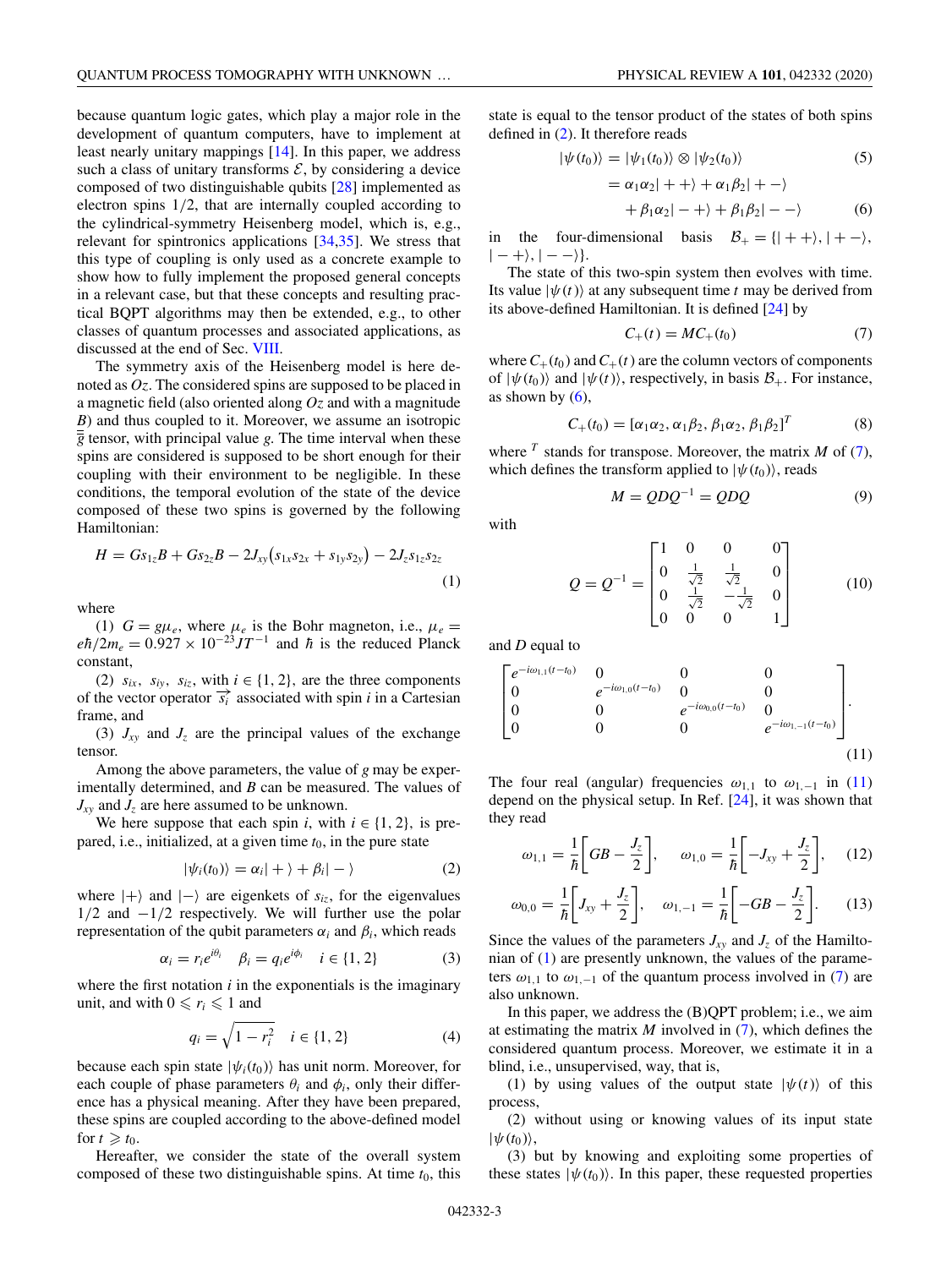because quantum logic gates, which play a major role in the development of quantum computers, have to implement at least nearly unitary mappings [14]. In this paper, we address such a class of unitary transforms $\mathcal{E}$, by considering a device composed of two distinguishable qubits [28] implemented as electron spins 1/2, that are internally coupled according to the cylindrical-symmetry Heisenberg model, which is, e.g., relevant for spintronics applications [34,35]. We stress that this type of coupling is only used as a concrete example to show how to fully implement the proposed general concepts in a relevant case, but that these concepts and resulting practical BQPT algorithms may then be extended, e.g., to other classes of quantum processes and associated applications, as discussed at the end of Sec. VIII.

The symmetry axis of the Heisenberg model is here denoted as $Oz$. The considered spins are supposed to be placed in a magnetic field (also oriented along $Oz$ and with a magnitude $B$) and thus coupled to it. Moreover, we assume an isotropic $\overline{\overline{g}}$ tensor, with principal value $g$. The time interval when these spins are considered is supposed to be short enough for their coupling with their environment to be negligible. In these conditions, the temporal evolution of the state of the device composed of these two spins is governed by the following Hamiltonian:

$$H = Gs_{1z}B + Gs_{2z}B - 2J_{xy}(s_{1x}s_{2x} + s_{1y}s_{2y}) - 2J_z s_{1z}s_{2z} \tag{1}$$

where

(1) $G = g\mu_e$, where $\mu_e$ is the Bohr magneton, i.e., $\mu_e = e\hbar/2m_e = 0.927 \times 10^{-23} JT^{-1}$ and $\hbar$ is the reduced Planck constant,

(2) $s_{ix}$, $s_{iy}$, $s_{iz}$, with $i \in \{1, 2\}$, are the three components of the vector operator $\overrightarrow{s_i}$ associated with spin $i$ in a Cartesian frame, and

(3) $J_{xy}$ and $J_z$ are the principal values of the exchange tensor.

Among the above parameters, the value of $g$ may be experimentally determined, and $B$ can be measured. The values of $J_{xy}$ and $J_z$ are here assumed to be unknown.

We here suppose that each spin $i$, with $i \in \{1, 2\}$, is prepared, i.e., initialized, at a given time $t_0$, in the pure state

$$|\psi_i(t_0)\rangle = \alpha_i|+\rangle + \beta_i|-\rangle \tag{2}$$

where $|+\rangle$ and $|-\rangle$ are eigenkets of $s_{iz}$, for the eigenvalues $1/2$ and $-1/2$ respectively. We will further use the polar representation of the qubit parameters $\alpha_i$ and $\beta_i$, which reads

$$\alpha_i = r_i e^{i\theta_i} \quad \beta_i = q_i e^{i\phi_i} \quad i \in \{1, 2\} \tag{3}$$

where the first notation $i$ in the exponentials is the imaginary unit, and with $0 \leqslant r_i \leqslant 1$ and

$$q_i = \sqrt{1 - r_i^2} \quad i \in \{1, 2\} \tag{4}$$

because each spin state $|\psi_i(t_0)\rangle$ has unit norm. Moreover, for each couple of phase parameters $\theta_i$ and $\phi_i$, only their difference has a physical meaning. After they have been prepared, these spins are coupled according to the above-defined model for $t \geqslant t_0$.

Hereafter, we consider the state of the overall system composed of these two distinguishable spins. At time $t_0$, this state is equal to the tensor product of the states of both spins defined in (2). It therefore reads

$$|\psi(t_0)\rangle = |\psi_1(t_0)\rangle \otimes |\psi_2(t_0)\rangle \tag{5}$$

$$= \alpha_1\alpha_2|++\rangle + \alpha_1\beta_2|+-\rangle + \beta_1\alpha_2|-+\rangle + \beta_1\beta_2|--\rangle \tag{6}$$

in the four-dimensional basis $\mathcal{B}_+ = \{|++\rangle, |+-\rangle, |-+\rangle, |--\rangle\}$.

The state of this two-spin system then evolves with time. Its value $|\psi(t)\rangle$ at any subsequent time $t$ may be derived from its above-defined Hamiltonian. It is defined [24] by

$$C_+(t) = MC_+(t_0) \tag{7}$$

where $C_+(t_0)$ and $C_+(t)$ are the column vectors of components of $|\psi(t_0)\rangle$ and $|\psi(t)\rangle$, respectively, in basis $\mathcal{B}_+$. For instance, as shown by (6),

$$C_+(t_0) = [\alpha_1\alpha_2, \alpha_1\beta_2, \beta_1\alpha_2, \beta_1\beta_2]^T \tag{8}$$

where $^T$ stands for transpose. Moreover, the matrix $M$ of (7), which defines the transform applied to $|\psi(t_0)\rangle$, reads

$$M = QDQ^{-1} = QDQ \tag{9}$$

with

$$Q = Q^{-1} = \begin{bmatrix} 1 & 0 & 0 & 0 \\ 0 & \frac{1}{\sqrt{2}} & \frac{1}{\sqrt{2}} & 0 \\ 0 & \frac{1}{\sqrt{2}} & -\frac{1}{\sqrt{2}} & 0 \\ 0 & 0 & 0 & 1 \end{bmatrix} \tag{10}$$

and $D$ equal to

$$\begin{bmatrix} e^{-i\omega_{1,1}(t-t_0)} & 0 & 0 & 0 \\ 0 & e^{-i\omega_{1,0}(t-t_0)} & 0 & 0 \\ 0 & 0 & e^{-i\omega_{0,0}(t-t_0)} & 0 \\ 0 & 0 & 0 & e^{-i\omega_{1,-1}(t-t_0)} \end{bmatrix}. \tag{11}$$

The four real (angular) frequencies $\omega_{1,1}$ to $\omega_{1,-1}$ in (11) depend on the physical setup. In Ref. [24], it was shown that they read

$$\omega_{1,1} = \frac{1}{\hbar}\left[GB - \frac{J_z}{2}\right], \quad \omega_{1,0} = \frac{1}{\hbar}\left[-J_{xy} + \frac{J_z}{2}\right], \tag{12}$$

$$\omega_{0,0} = \frac{1}{\hbar}\left[J_{xy} + \frac{J_z}{2}\right], \quad \omega_{1,-1} = \frac{1}{\hbar}\left[-GB - \frac{J_z}{2}\right]. \tag{13}$$

Since the values of the parameters $J_{xy}$ and $J_z$ of the Hamiltonian of (1) are presently unknown, the values of the parameters $\omega_{1,1}$ to $\omega_{1,-1}$ of the quantum process involved in (7) are also unknown.

In this paper, we address the (B)QPT problem; i.e., we aim at estimating the matrix $M$ involved in (7), which defines the considered quantum process. Moreover, we estimate it in a blind, i.e., unsupervised, way, that is,

(1) by using values of the output state $|\psi(t)\rangle$ of this process,

(2) without using or knowing values of its input state $|\psi(t_0)\rangle$,

(3) but by knowing and exploiting some properties of these states $|\psi(t_0)\rangle$. In this paper, these requested properties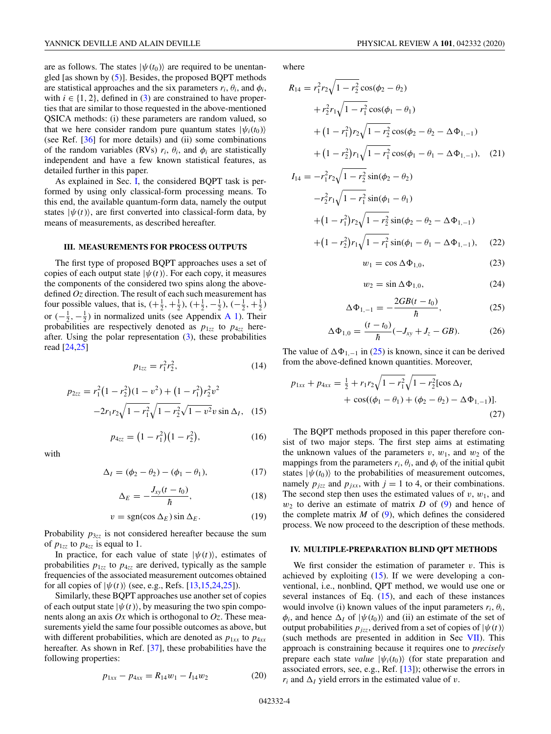are as follows. The states $|\psi(t_0)\rangle$ are required to be unentangled [as shown by (5)]. Besides, the proposed BQPT methods are statistical approaches and the six parameters $r_i$, $\theta_i$, and $\phi_i$, with $i \in \{1, 2\}$, defined in (3) are constrained to have properties that are similar to those requested in the above-mentioned QSICA methods: (i) these parameters are random valued, so that we here consider random pure quantum states $|\psi_i(t_0)\rangle$ (see Ref. [36] for more details) and (ii) some combinations of the random variables (RVs) $r_i$, $\theta_i$, and $\phi_i$ are statistically independent and have a few known statistical features, as detailed further in this paper.

As explained in Sec. I, the considered BQPT task is performed by using only classical-form processing means. To this end, the available quantum-form data, namely the output states $|\psi(t)\rangle$, are first converted into classical-form data, by means of measurements, as described hereafter.

## III. MEASUREMENTS FOR PROCESS OUTPUTS

The first type of proposed BQPT approaches uses a set of copies of each output state $|\psi(t)\rangle$. For each copy, it measures the components of the considered two spins along the above-defined $Oz$ direction. The result of each such measurement has four possible values, that is, $(+\frac{1}{2}, +\frac{1}{2})$, $(+\frac{1}{2}, -\frac{1}{2})$, $(-\frac{1}{2}, +\frac{1}{2})$ or $(-\frac{1}{2}, -\frac{1}{2})$ in normalized units (see Appendix A 1). Their probabilities are respectively denoted as $p_{1zz}$ to $p_{4zz}$ hereafter. Using the polar representation (3), these probabilities read [24,25]

$$p_{1zz} = r_1^2 r_2^2, \tag{14}$$

$$p_{2zz} = r_1^2(1 - r_2^2)(1 - v^2) + (1 - r_1^2)r_2^2 v^2 - 2r_1 r_2\sqrt{1 - r_1^2}\sqrt{1 - r_2^2}\sqrt{1 - v^2}\, v \sin\Delta_I, \tag{15}$$

$$p_{4zz} = (1 - r_1^2)(1 - r_2^2), \tag{16}$$

with

$$\Delta_I = (\phi_2 - \theta_2) - (\phi_1 - \theta_1), \tag{17}$$

$$\Delta_E = -\frac{J_{xy}(t - t_0)}{\hbar}, \tag{18}$$

$$v = \text{sgn}(\cos\Delta_E)\sin\Delta_E. \tag{19}$$

Probability $p_{3zz}$ is not considered hereafter because the sum of $p_{1zz}$ to $p_{4zz}$ is equal to 1.

In practice, for each value of state $|\psi(t)\rangle$, estimates of probabilities $p_{1zz}$ to $p_{4zz}$ are derived, typically as the sample frequencies of the associated measurement outcomes obtained for all copies of $|\psi(t)\rangle$ (see, e.g., Refs. [13,15,24,25]).

Similarly, these BQPT approaches use another set of copies of each output state $|\psi(t)\rangle$, by measuring the two spin components along an axis $Ox$ which is orthogonal to $Oz$. These measurements yield the same four possible outcomes as above, but with different probabilities, which are denoted as $p_{1xx}$ to $p_{4xx}$ hereafter. As shown in Ref. [37], these probabilities have the following properties:

$$p_{1xx} - p_{4xx} = R_{14}w_1 - I_{14}w_2 \tag{20}$$

where

$$\begin{aligned}
R_{14} = {} & r_1^2 r_2\sqrt{1 - r_2^2}\cos(\phi_2 - \theta_2) \\
& + r_2^2 r_1\sqrt{1 - r_1^2}\cos(\phi_1 - \theta_1) \\
& + (1 - r_1^2)r_2\sqrt{1 - r_2^2}\cos(\phi_2 - \theta_2 - \Delta\Phi_{1,-1}) \\
& + (1 - r_2^2)r_1\sqrt{1 - r_1^2}\cos(\phi_1 - \theta_1 - \Delta\Phi_{1,-1}),
\end{aligned} \tag{21}$$

$$\begin{aligned}
I_{14} = {} & -r_1^2 r_2\sqrt{1 - r_2^2}\sin(\phi_2 - \theta_2) \\
& - r_2^2 r_1\sqrt{1 - r_1^2}\sin(\phi_1 - \theta_1) \\
& + (1 - r_1^2)r_2\sqrt{1 - r_2^2}\sin(\phi_2 - \theta_2 - \Delta\Phi_{1,-1}) \\
& + (1 - r_2^2)r_1\sqrt{1 - r_1^2}\sin(\phi_1 - \theta_1 - \Delta\Phi_{1,-1}),
\end{aligned} \tag{22}$$

$$w_1 = \cos\Delta\Phi_{1,0}, \tag{23}$$

$$w_2 = \sin\Delta\Phi_{1,0}, \tag{24}$$

$$\Delta\Phi_{1,-1} = -\frac{2GB(t - t_0)}{\hbar}, \tag{25}$$

$$\Delta\Phi_{1,0} = \frac{(t - t_0)}{\hbar}(-J_{xy} + J_z - GB). \tag{26}$$

The value of $\Delta\Phi_{1,-1}$ in (25) is known, since it can be derived from the above-defined known quantities. Moreover,

$$\begin{aligned}
p_{1xx} + p_{4xx} = {} & \tfrac{1}{2} + r_1 r_2\sqrt{1 - r_1^2}\sqrt{1 - r_2^2}[\cos\Delta_I \\
& + \cos((\phi_1 - \theta_1) + (\phi_2 - \theta_2) - \Delta\Phi_{1,-1})].
\end{aligned} \tag{27}$$

The BQPT methods proposed in this paper therefore consist of two major steps. The first step aims at estimating the unknown values of the parameters $v$, $w_1$, and $w_2$ of the mappings from the parameters $r_i$, $\theta_i$, and $\phi_i$ of the initial qubit states $|\psi(t_0)\rangle$ to the probabilities of measurement outcomes, namely $p_{jzz}$ and $p_{jxx}$, with $j = 1$ to 4, or their combinations. The second step then uses the estimated values of $v$, $w_1$, and $w_2$ to derive an estimate of matrix $D$ of (9) and hence of the complete matrix $M$ of (9), which defines the considered process. We now proceed to the description of these methods.

## IV. MULTIPLE-PREPARATION BLIND QPT METHODS

We first consider the estimation of parameter $v$. This is achieved by exploiting (15). If we were developing a conventional, i.e., nonblind, QPT method, we would use one or several instances of Eq. (15), and each of these instances would involve (i) known values of the input parameters $r_i$, $\theta_i$, $\phi_i$, and hence $\Delta_I$ of $|\psi(t_0)\rangle$ and (ii) an estimate of the set of output probabilities $p_{jzz}$, derived from a set of copies of $|\psi(t)\rangle$ (such methods are presented in addition in Sec VII). This approach is constraining because it requires one to *precisely* prepare each state *value* $|\psi_i(t_0)\rangle$ (for state preparation and associated errors, see, e.g., Ref. [13]); otherwise the errors in $r_i$ and $\Delta_I$ yield errors in the estimated value of $v$.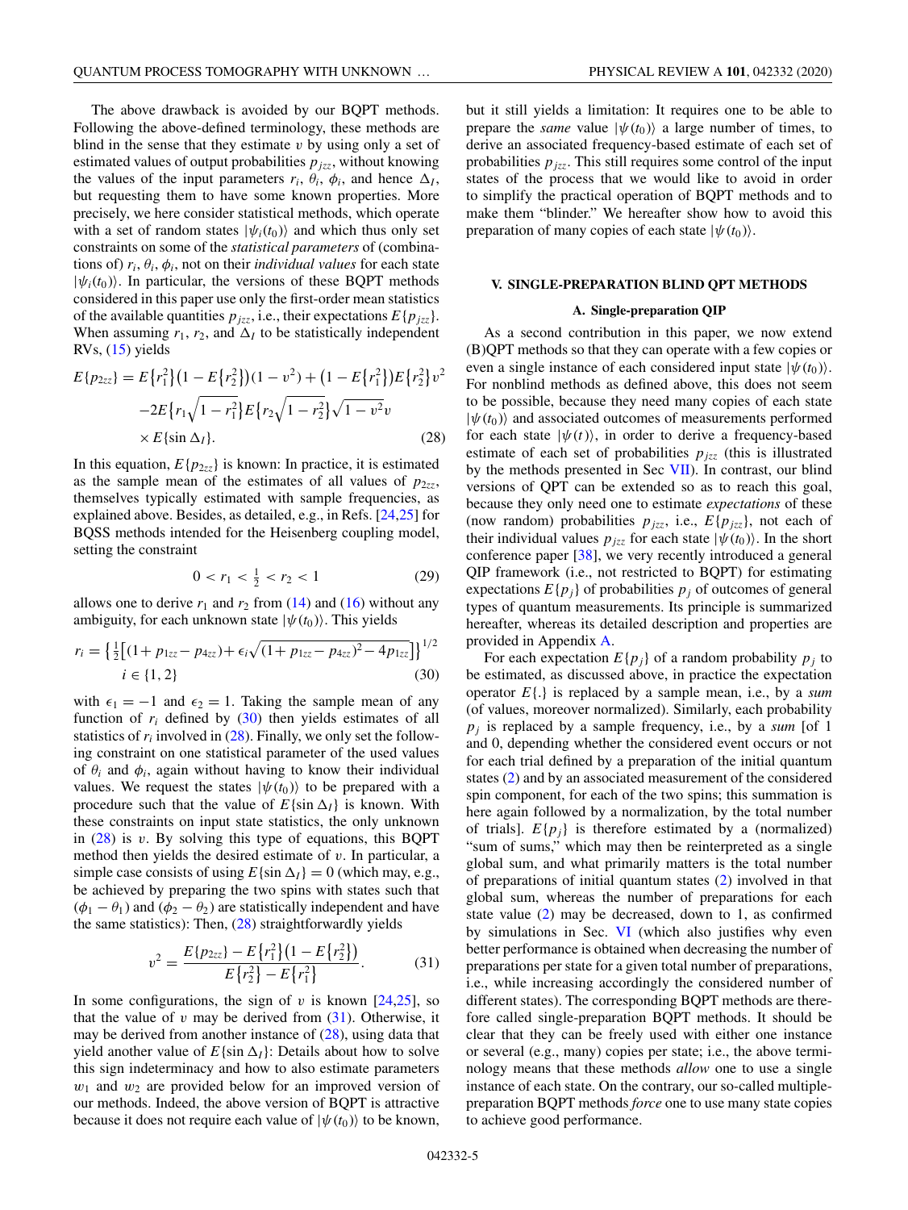The above drawback is avoided by our BQPT methods. Following the above-defined terminology, these methods are blind in the sense that they estimate $v$ by using only a set of estimated values of output probabilities $p_{jzz}$, without knowing the values of the input parameters $r_i$, $\theta_i$, $\phi_i$, and hence $\Delta_I$, but requesting them to have some known properties. More precisely, we here consider statistical methods, which operate with a set of random states $|\psi_i(t_0)\rangle$ and which thus only set constraints on some of the *statistical parameters* of (combinations of) $r_i$, $\theta_i$, $\phi_i$, not on their *individual values* for each state $|\psi_i(t_0)\rangle$. In particular, the versions of these BQPT methods considered in this paper use only the first-order mean statistics of the available quantities $p_{jzz}$, i.e., their expectations $E\{p_{jzz}\}$. When assuming $r_1$, $r_2$, and $\Delta_I$ to be statistically independent RVs, (15) yields

$$
\begin{aligned}
E\{p_{2zz}\} = {} & E\{r_1^2\}\left(1 - E\{r_2^2\}\right)(1 - v^2) + \left(1 - E\{r_1^2\}\right)E\{r_2^2\}v^2 \\
& -2E\left\{r_1\sqrt{1-r_1^2}\right\}E\left\{r_2\sqrt{1-r_2^2}\right\}\sqrt{1-v^2}\,v \\
& \times E\{\sin \Delta_I\}.
\end{aligned} \tag{28}
$$

In this equation, $E\{p_{2zz}\}$ is known: In practice, it is estimated as the sample mean of the estimates of all values of $p_{2zz}$, themselves typically estimated with sample frequencies, as explained above. Besides, as detailed, e.g., in Refs. [24,25] for BQSS methods intended for the Heisenberg coupling model, setting the constraint

$$
0 < r_1 < \tfrac{1}{2} < r_2 < 1 \tag{29}
$$

allows one to derive $r_1$ and $r_2$ from (14) and (16) without any ambiguity, for each unknown state $|\psi(t_0)\rangle$. This yields

$$
\begin{aligned}
r_i = {} & \left\{\tfrac{1}{2}\left[(1 + p_{1zz} - p_{4zz}) + \epsilon_i\sqrt{(1 + p_{1zz} - p_{4zz})^2 - 4p_{1zz}}\right]\right\}^{1/2} \\
& i \in \{1, 2\}
\end{aligned} \tag{30}
$$

with $\epsilon_1 = -1$ and $\epsilon_2 = 1$. Taking the sample mean of any function of $r_i$ defined by (30) then yields estimates of all statistics of $r_i$ involved in (28). Finally, we only set the following constraint on one statistical parameter of the used values of $\theta_i$ and $\phi_i$, again without having to know their individual values. We request the states $|\psi(t_0)\rangle$ to be prepared with a procedure such that the value of $E\{\sin \Delta_I\}$ is known. With these constraints on input state statistics, the only unknown in (28) is $v$. By solving this type of equations, this BQPT method then yields the desired estimate of $v$. In particular, a simple case consists of using $E\{\sin \Delta_I\} = 0$ (which may, e.g., be achieved by preparing the two spins with states such that $(\phi_1 - \theta_1)$ and $(\phi_2 - \theta_2)$ are statistically independent and have the same statistics): Then, (28) straightforwardly yields

$$
v^2 = \frac{E\{p_{2zz}\} - E\{r_1^2\}\left(1 - E\{r_2^2\}\right)}{E\{r_2^2\} - E\{r_1^2\}}. \tag{31}
$$

In some configurations, the sign of $v$ is known [24,25], so that the value of $v$ may be derived from (31). Otherwise, it may be derived from another instance of (28), using data that yield another value of $E\{\sin \Delta_I\}$: Details about how to solve this sign indeterminacy and how to also estimate parameters $w_1$ and $w_2$ are provided below for an improved version of our methods. Indeed, the above version of BQPT is attractive because it does not require each value of $|\psi(t_0)\rangle$ to be known, but it still yields a limitation: It requires one to be able to prepare the *same* value $|\psi(t_0)\rangle$ a large number of times, to derive an associated frequency-based estimate of each set of probabilities $p_{jzz}$. This still requires some control of the input states of the process that we would like to avoid in order to simplify the practical operation of BQPT methods and to make them "blinder." We hereafter show how to avoid this preparation of many copies of each state $|\psi(t_0)\rangle$.

## V. SINGLE-PREPARATION BLIND QPT METHODS

### A. Single-preparation QIP

As a second contribution in this paper, we now extend (B)QPT methods so that they can operate with a few copies or even a single instance of each considered input state $|\psi(t_0)\rangle$. For nonblind methods as defined above, this does not seem to be possible, because they need many copies of each state $|\psi(t_0)\rangle$ and associated outcomes of measurements performed for each state $|\psi(t)\rangle$, in order to derive a frequency-based estimate of each set of probabilities $p_{jzz}$ (this is illustrated by the methods presented in Sec VII). In contrast, our blind versions of QPT can be extended so as to reach this goal, because they only need one to estimate *expectations* of these (now random) probabilities $p_{jzz}$, i.e., $E\{p_{jzz}\}$, not each of their individual values $p_{jzz}$ for each state $|\psi(t_0)\rangle$. In the short conference paper [38], we very recently introduced a general QIP framework (i.e., not restricted to BQPT) for estimating expectations $E\{p_j\}$ of probabilities $p_j$ of outcomes of general types of quantum measurements. Its principle is summarized hereafter, whereas its detailed description and properties are provided in Appendix A.

For each expectation $E\{p_j\}$ of a random probability $p_j$ to be estimated, as discussed above, in practice the expectation operator $E\{.\}$ is replaced by a sample mean, i.e., by a *sum* (of values, moreover normalized). Similarly, each probability $p_j$ is replaced by a sample frequency, i.e., by a *sum* [of 1 and 0, depending whether the considered event occurs or not for each trial defined by a preparation of the initial quantum states (2) and by an associated measurement of the considered spin component, for each of the two spins; this summation is here again followed by a normalization, by the total number of trials]. $E\{p_j\}$ is therefore estimated by a (normalized) "sum of sums," which may then be reinterpreted as a single global sum, and what primarily matters is the total number of preparations of initial quantum states (2) involved in that global sum, whereas the number of preparations for each state value (2) may be decreased, down to 1, as confirmed by simulations in Sec. VI (which also justifies why even better performance is obtained when decreasing the number of preparations per state for a given total number of preparations, i.e., while increasing accordingly the considered number of different states). The corresponding BQPT methods are therefore called single-preparation BQPT methods. It should be clear that they can be freely used with either one instance or several (e.g., many) copies per state; i.e., the above terminology means that these methods *allow* one to use a single instance of each state. On the contrary, our so-called multiple-preparation BQPT methods *force* one to use many state copies to achieve good performance.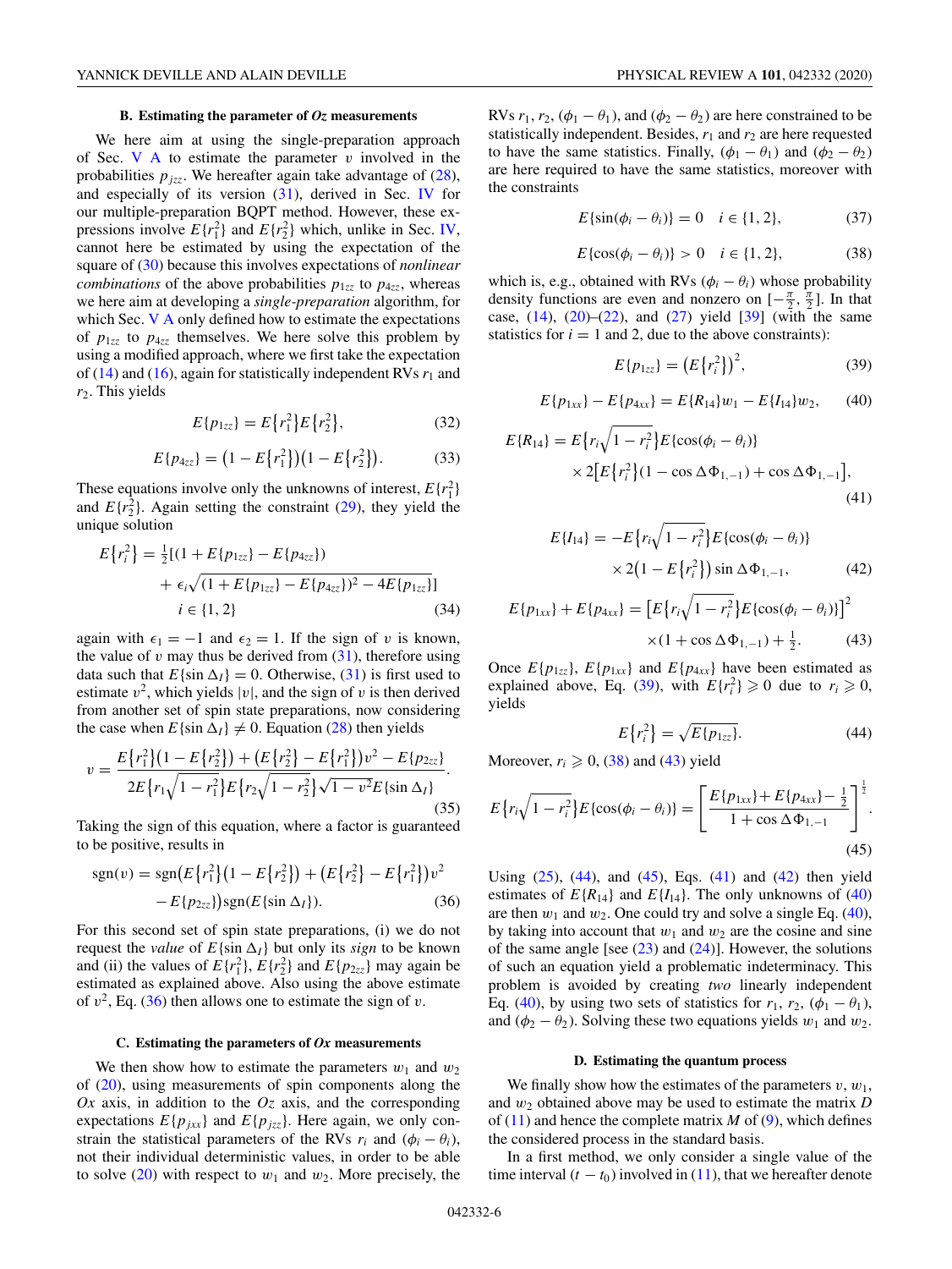### B. Estimating the parameter of *Oz* measurements

We here aim at using the single-preparation approach of Sec. V A to estimate the parameter $v$ involved in the probabilities $p_{jzz}$. We hereafter again take advantage of (28), and especially of its version (31), derived in Sec. IV for our multiple-preparation BQPT method. However, these expressions involve $E\{r_1^2\}$ and $E\{r_2^2\}$ which, unlike in Sec. IV, cannot here be estimated by using the expectation of the square of (30) because this involves expectations of *nonlinear combinations* of the above probabilities $p_{1zz}$ to $p_{4zz}$, whereas we here aim at developing a *single-preparation* algorithm, for which Sec. V A only defined how to estimate the expectations of $p_{1zz}$ to $p_{4zz}$ themselves. We here solve this problem by using a modified approach, where we first take the expectation of (14) and (16), again for statistically independent RVs $r_1$ and $r_2$. This yields

$$E\{p_{1zz}\} = E\{r_1^2\}E\{r_2^2\}, \tag{32}$$

$$E\{p_{4zz}\} = \left(1 - E\{r_1^2\}\right)\left(1 - E\{r_2^2\}\right). \tag{33}$$

These equations involve only the unknowns of interest, $E\{r_1^2\}$ and $E\{r_2^2\}$. Again setting the constraint (29), they yield the unique solution

$$\begin{aligned} E\{r_i^2\} = \tfrac{1}{2}[&(1 + E\{p_{1zz}\} - E\{p_{4zz}\}) \\ &+ \epsilon_i\sqrt{(1 + E\{p_{1zz}\} - E\{p_{4zz}\})^2 - 4E\{p_{1zz}\}}] \\ &i \in \{1, 2\} \end{aligned} \tag{34}$$

again with $\epsilon_1 = -1$ and $\epsilon_2 = 1$. If the sign of $v$ is known, the value of $v$ may thus be derived from (31), therefore using data such that $E\{\sin \Delta_I\} = 0$. Otherwise, (31) is first used to estimate $v^2$, which yields $|v|$, and the sign of $v$ is then derived from another set of spin state preparations, now considering the case when $E\{\sin \Delta_I\} \neq 0$. Equation (28) then yields

$$v = \frac{E\{r_1^2\}\left(1 - E\{r_2^2\}\right) + \left(E\{r_2^2\} - E\{r_1^2\}\right)v^2 - E\{p_{2zz}\}}{2E\{r_1\sqrt{1 - r_1^2}\}E\{r_2\sqrt{1 - r_2^2}\}\sqrt{1 - v^2}E\{\sin \Delta_I\}}. \tag{35}$$

Taking the sign of this equation, where a factor is guaranteed to be positive, results in

$$\begin{aligned} \mathrm{sgn}(v) = \mathrm{sgn}\big(&E\{r_1^2\}\left(1 - E\{r_2^2\}\right) + \left(E\{r_2^2\} - E\{r_1^2\}\right)v^2 \\ &- E\{p_{2zz}\}\big)\mathrm{sgn}(E\{\sin \Delta_I\}). \end{aligned} \tag{36}$$

For this second set of spin state preparations, (i) we do not request the *value* of $E\{\sin \Delta_I\}$ but only its *sign* to be known and (ii) the values of $E\{r_1^2\}$, $E\{r_2^2\}$ and $E\{p_{2zz}\}$ may again be estimated as explained above. Also using the above estimate of $v^2$, Eq. (36) then allows one to estimate the sign of $v$.

### C. Estimating the parameters of *Ox* measurements

We then show how to estimate the parameters $w_1$ and $w_2$ of (20), using measurements of spin components along the *Ox* axis, in addition to the *Oz* axis, and the corresponding expectations $E\{p_{jxx}\}$ and $E\{p_{jzz}\}$. Here again, we only constrain the statistical parameters of the RVs $r_i$ and $(\phi_i - \theta_i)$, not their individual deterministic values, in order to be able to solve (20) with respect to $w_1$ and $w_2$. More precisely, the RVs $r_1$, $r_2$, $(\phi_1 - \theta_1)$, and $(\phi_2 - \theta_2)$ are here constrained to be statistically independent. Besides, $r_1$ and $r_2$ are here requested to have the same statistics. Finally, $(\phi_1 - \theta_1)$ and $(\phi_2 - \theta_2)$ are here required to have the same statistics, moreover with the constraints

$$E\{\sin(\phi_i - \theta_i)\} = 0 \quad i \in \{1, 2\}, \tag{37}$$

$$E\{\cos(\phi_i - \theta_i)\} > 0 \quad i \in \{1, 2\}, \tag{38}$$

which is, e.g., obtained with RVs $(\phi_i - \theta_i)$ whose probability density functions are even and nonzero on $[-\frac{\pi}{2}, \frac{\pi}{2}]$. In that case, (14), (20)–(22), and (27) yield [39] (with the same statistics for $i = 1$ and 2, due to the above constraints):

$$E\{p_{1zz}\} = \left(E\{r_i^2\}\right)^2, \tag{39}$$

$$E\{p_{1xx}\} - E\{p_{4xx}\} = E\{R_{14}\}w_1 - E\{I_{14}\}w_2, \tag{40}$$

$$\begin{aligned} E\{R_{14}\} = &E\{r_i\sqrt{1 - r_i^2}\}E\{\cos(\phi_i - \theta_i)\} \\ &\times 2\left[E\{r_i^2\}(1 - \cos \Delta\Phi_{1,-1}) + \cos \Delta\Phi_{1,-1}\right], \end{aligned} \tag{41}$$

$$\begin{aligned} E\{I_{14}\} = &-E\{r_i\sqrt{1 - r_i^2}\}E\{\cos(\phi_i - \theta_i)\} \\ &\times 2\left(1 - E\{r_i^2\}\right)\sin \Delta\Phi_{1,-1}, \end{aligned} \tag{42}$$

$$\begin{aligned} E\{p_{1xx}\} + E\{p_{4xx}\} = &\left[E\{r_i\sqrt{1 - r_i^2}\}E\{\cos(\phi_i - \theta_i)\}\right]^2 \\ &\times(1 + \cos \Delta\Phi_{1,-1}) + \tfrac{1}{2}. \end{aligned} \tag{43}$$

Once $E\{p_{1zz}\}$, $E\{p_{1xx}\}$ and $E\{p_{4xx}\}$ have been estimated as explained above, Eq. (39), with $E\{r_i^2\} \geqslant 0$ due to $r_i \geqslant 0$, yields

$$E\{r_i^2\} = \sqrt{E\{p_{1zz}\}}. \tag{44}$$

Moreover, $r_i \geqslant 0$, (38) and (43) yield

$$E\{r_i\sqrt{1 - r_i^2}\}E\{\cos(\phi_i - \theta_i)\} = \left[\frac{E\{p_{1xx}\} + E\{p_{4xx}\} - \frac{1}{2}}{1 + \cos \Delta\Phi_{1,-1}}\right]^{\frac{1}{2}}. \tag{45}$$

Using (25), (44), and (45), Eqs. (41) and (42) then yield estimates of $E\{R_{14}\}$ and $E\{I_{14}\}$. The only unknowns of (40) are then $w_1$ and $w_2$. One could try and solve a single Eq. (40), by taking into account that $w_1$ and $w_2$ are the cosine and sine of the same angle [see (23) and (24)]. However, the solutions of such an equation yield a problematic indeterminacy. This problem is avoided by creating *two* linearly independent Eq. (40), by using two sets of statistics for $r_1$, $r_2$, $(\phi_1 - \theta_1)$, and $(\phi_2 - \theta_2)$. Solving these two equations yields $w_1$ and $w_2$.

### D. Estimating the quantum process

We finally show how the estimates of the parameters $v$, $w_1$, and $w_2$ obtained above may be used to estimate the matrix $D$ of (11) and hence the complete matrix $M$ of (9), which defines the considered process in the standard basis.

In a first method, we only consider a single value of the time interval $(t - t_0)$ involved in (11), that we hereafter denote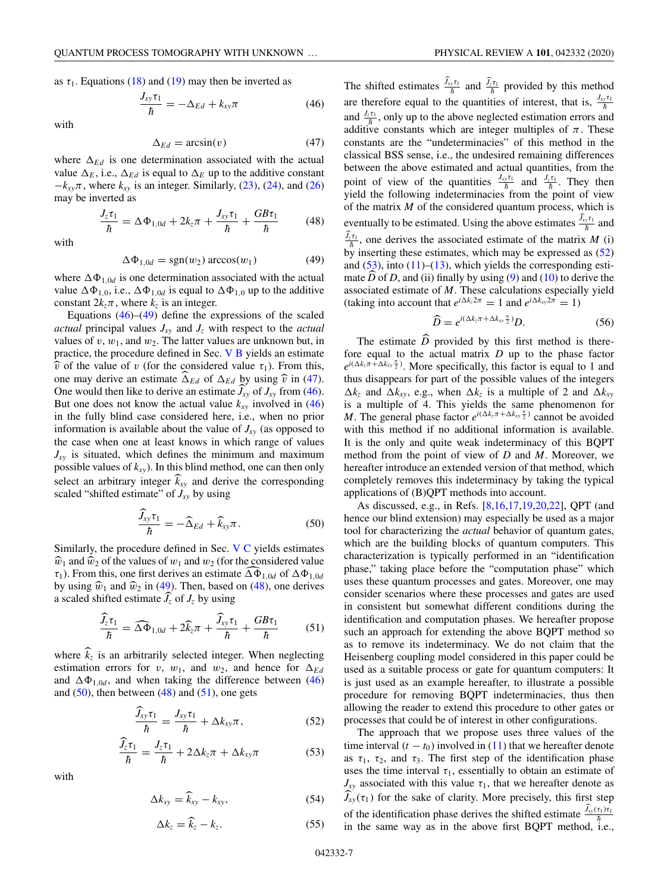as $\tau_1$. Equations (18) and (19) may then be inverted as

$$\frac{J_{xy}\tau_1}{\hbar} = -\Delta_{Ed} + k_{xy}\pi \tag{46}$$

with

$$\Delta_{Ed} = \arcsin(v) \tag{47}$$

where $\Delta_{Ed}$ is one determination associated with the actual value $\Delta_E$, i.e., $\Delta_{Ed}$ is equal to $\Delta_E$ up to the additive constant $-k_{xy}\pi$, where $k_{xy}$ is an integer. Similarly, (23), (24), and (26) may be inverted as

$$\frac{J_z\tau_1}{\hbar} = \Delta\Phi_{1,0d} + 2k_z\pi + \frac{J_{xy}\tau_1}{\hbar} + \frac{GB\tau_1}{\hbar} \tag{48}$$

with

$$\Delta\Phi_{1,0d} = \operatorname{sgn}(w_2)\arccos(w_1) \tag{49}$$

where $\Delta\Phi_{1,0d}$ is one determination associated with the actual value $\Delta\Phi_{1,0}$, i.e., $\Delta\Phi_{1,0d}$ is equal to $\Delta\Phi_{1,0}$ up to the additive constant $2k_z\pi$, where $k_z$ is an integer.

Equations (46)–(49) define the expressions of the scaled *actual* principal values $J_{xy}$ and $J_z$ with respect to the *actual* values of $v$, $w_1$, and $w_2$. The latter values are unknown but, in practice, the procedure defined in Sec. V B yields an estimate $\widehat{v}$ of the value of $v$ (for the considered value $\tau_1$). From this, one may derive an estimate $\widehat{\Delta}_{Ed}$ of $\Delta_{Ed}$ by using $\widehat{v}$ in (47). One would then like to derive an estimate $\widehat{J}_{xy}$ of $J_{xy}$ from (46). But one does not know the actual value $k_{xy}$ involved in (46) in the fully blind case considered here, i.e., when no prior information is available about the value of $J_{xy}$ (as opposed to the case when one at least knows in which range of values $J_{xy}$ is situated, which defines the minimum and maximum possible values of $k_{xy}$). In this blind method, one can then only select an arbitrary integer $\widehat{k}_{xy}$ and derive the corresponding scaled "shifted estimate" of $J_{xy}$ by using

$$\frac{\widehat{J}_{xy}\tau_1}{\hbar} = -\widehat{\Delta}_{Ed} + \widehat{k}_{xy}\pi. \tag{50}$$

Similarly, the procedure defined in Sec. V C yields estimates $\widehat{w}_1$ and $\widehat{w}_2$ of the values of $w_1$ and $w_2$ (for the considered value $\tau_1$). From this, one first derives an estimate $\widehat{\Delta\Phi}_{1,0d}$ of $\Delta\Phi_{1,0d}$ by using $\widehat{w}_1$ and $\widehat{w}_2$ in (49). Then, based on (48), one derives a scaled shifted estimate $\widehat{J}_z$ of $J_z$ by using

$$\frac{\widehat{J}_z\tau_1}{\hbar} = \widehat{\Delta\Phi}_{1,0d} + 2\widehat{k}_z\pi + \frac{\widehat{J}_{xy}\tau_1}{\hbar} + \frac{GB\tau_1}{\hbar} \tag{51}$$

where $\widehat{k}_z$ is an arbitrarily selected integer. When neglecting estimation errors for $v$, $w_1$, and $w_2$, and hence for $\Delta_{Ed}$ and $\Delta\Phi_{1,0d}$, and when taking the difference between (46) and (50), then between (48) and (51), one gets

$$\frac{\widehat{J}_{xy}\tau_1}{\hbar} = \frac{J_{xy}\tau_1}{\hbar} + \Delta k_{xy}\pi, \tag{52}$$

$$\frac{\widehat{J}_z\tau_1}{\hbar} = \frac{J_z\tau_1}{\hbar} + 2\Delta k_z\pi + \Delta k_{xy}\pi \tag{53}$$

with

$$\Delta k_{xy} = \widehat{k}_{xy} - k_{xy}, \tag{54}$$

$$\Delta k_z = \widehat{k}_z - k_z. \tag{55}$$

The shifted estimates $\frac{\widehat{J}_{xy}\tau_1}{\hbar}$ and $\frac{\widehat{J}_z\tau_1}{\hbar}$ provided by this method are therefore equal to the quantities of interest, that is, $\frac{J_{xy}\tau_1}{\hbar}$ and $\frac{J_z\tau_1}{\hbar}$, only up to the above neglected estimation errors and additive constants which are integer multiples of $\pi$. These constants are the "undeterminacies" of this method in the classical BSS sense, i.e., the undesired remaining differences between the above estimated and actual quantities, from the point of view of the quantities $\frac{J_{xy}\tau_1}{\hbar}$ and $\frac{J_z\tau_1}{\hbar}$. They then yield the following indeterminacies from the point of view of the matrix $M$ of the considered quantum process, which is eventually to be estimated. Using the above estimates $\frac{\widehat{J}_{xy}\tau_1}{\hbar}$ and $\frac{\widehat{J}_z\tau_1}{\hbar}$, one derives the associated estimate of the matrix $M$ (i) by inserting these estimates, which may be expressed as (52) and (53), into (11)–(13), which yields the corresponding estimate $\widehat{D}$ of $D$, and (ii) finally by using (9) and (10) to derive the associated estimate of $M$. These calculations especially yield (taking into account that $e^{i\Delta k_z 2\pi} = 1$ and $e^{i\Delta k_{xy} 2\pi} = 1$)

$$\widehat{D} = e^{i(\Delta k_z\pi + \Delta k_{xy}\frac{\pi}{2})}D. \tag{56}$$

The estimate $\widehat{D}$ provided by this first method is therefore equal to the actual matrix $D$ up to the phase factor $e^{i(\Delta k_z\pi + \Delta k_{xy}\frac{\pi}{2})}$. More specifically, this factor is equal to 1 and thus disappears for part of the possible values of the integers $\Delta k_z$ and $\Delta k_{xy}$, e.g., when $\Delta k_z$ is a multiple of 2 and $\Delta k_{xy}$ is a multiple of 4. This yields the same phenomenon for $M$. The general phase factor $e^{i(\Delta k_z\pi + \Delta k_{xy}\frac{\pi}{2})}$ cannot be avoided with this method if no additional information is available. It is the only and quite weak indeterminacy of this BQPT method from the point of view of $D$ and $M$. Moreover, we hereafter introduce an extended version of that method, which completely removes this indeterminacy by taking the typical applications of (B)QPT methods into account.

As discussed, e.g., in Refs. [8,16,17,19,20,22], QPT (and hence our blind extension) may especially be used as a major tool for characterizing the *actual* behavior of quantum gates, which are the building blocks of quantum computers. This characterization is typically performed in an "identification phase," taking place before the "computation phase" which uses these quantum processes and gates. Moreover, one may consider scenarios where these processes and gates are used in consistent but somewhat different conditions during the identification and computation phases. We hereafter propose such an approach for extending the above BQPT method so as to remove its indeterminacy. We do not claim that the Heisenberg coupling model considered in this paper could be used as a suitable process or gate for quantum computers: It is just used as an example hereafter, to illustrate a possible procedure for removing BQPT indeterminacies, thus then allowing the reader to extend this procedure to other gates or processes that could be of interest in other configurations.

The approach that we propose uses three values of the time interval $(t - t_0)$ involved in (11) that we hereafter denote as $\tau_1$, $\tau_2$, and $\tau_3$. The first step of the identification phase uses the time interval $\tau_1$, essentially to obtain an estimate of $J_{xy}$ associated with this value $\tau_1$, that we hereafter denote as $\widehat{J}_{xy}(\tau_1)$ for the sake of clarity. More precisely, this first step of the identification phase derives the shifted estimate $\frac{\widehat{J}_{xy}(\tau_1)\tau_1}{\hbar}$ in the same way as in the above first BQPT method, i.e.,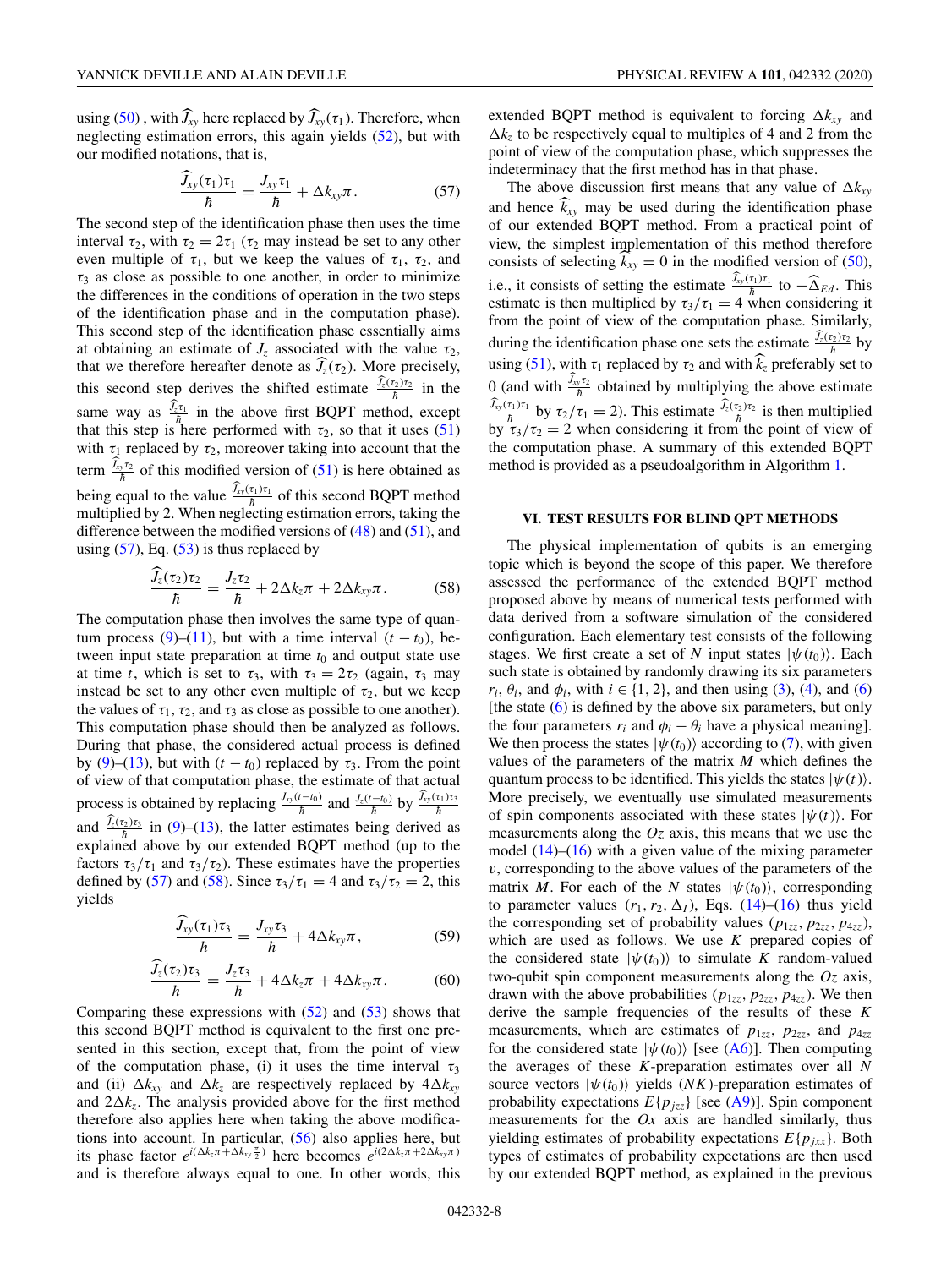using (50), with $\widehat{J}_{xy}$ here replaced by $\widehat{J}_{xy}(\tau_1)$. Therefore, when neglecting estimation errors, this again yields (52), but with our modified notations, that is,

$$\frac{\widehat{J}_{xy}(\tau_1)\tau_1}{\hbar} = \frac{J_{xy}\tau_1}{\hbar} + \Delta k_{xy}\pi. \tag{57}$$

The second step of the identification phase then uses the time interval $\tau_2$, with $\tau_2 = 2\tau_1$ ($\tau_2$ may instead be set to any other even multiple of $\tau_1$, but we keep the values of $\tau_1$, $\tau_2$, and $\tau_3$ as close as possible to one another, in order to minimize the differences in the conditions of operation in the two steps of the identification phase and in the computation phase). This second step of the identification phase essentially aims at obtaining an estimate of $J_z$ associated with the value $\tau_2$, that we therefore hereafter denote as $\widehat{J}_z(\tau_2)$. More precisely, this second step derives the shifted estimate $\frac{\widehat{J}_z(\tau_2)\tau_2}{\hbar}$ in the same way as $\frac{\widehat{J}_z\tau_1}{\hbar}$ in the above first BQPT method, except that this step is here performed with $\tau_2$, so that it uses (51) with $\tau_1$ replaced by $\tau_2$, moreover taking into account that the term $\frac{\widehat{J}_{xy}\tau_2}{\hbar}$ of this modified version of (51) is here obtained as being equal to the value $\frac{\widehat{J}_{xy}(\tau_1)\tau_1}{\hbar}$ of this second BQPT method multiplied by 2. When neglecting estimation errors, taking the difference between the modified versions of (48) and (51), and using (57), Eq. (53) is thus replaced by

$$\frac{\widehat{J}_z(\tau_2)\tau_2}{\hbar} = \frac{J_z\tau_2}{\hbar} + 2\Delta k_z\pi + 2\Delta k_{xy}\pi. \tag{58}$$

The computation phase then involves the same type of quantum process (9)–(11), but with a time interval $(t - t_0)$, between input state preparation at time $t_0$ and output state use at time $t$, which is set to $\tau_3$, with $\tau_3 = 2\tau_2$ (again, $\tau_3$ may instead be set to any other even multiple of $\tau_2$, but we keep the values of $\tau_1$, $\tau_2$ and $\tau_3$ as close as possible to one another). This computation phase should then be analyzed as follows. During that phase, the considered actual process is defined by (9)–(13), but with $(t - t_0)$ replaced by $\tau_3$. From the point of view of that computation phase, the estimate of that actual process is obtained by replacing $\frac{J_{xy}(t-t_0)}{\hbar}$ and $\frac{J_z(t-t_0)}{\hbar}$ by $\frac{\widehat{J}_{xy}(\tau_1)\tau_3}{\hbar}$ and $\frac{\widehat{J}_z(\tau_2)\tau_3}{\hbar}$ in (9)–(13), the latter estimates being derived as explained above by our extended BQPT method (up to the factors $\tau_3/\tau_1$ and $\tau_3/\tau_2$). These estimates have the properties defined by (57) and (58). Since $\tau_3/\tau_1 = 4$ and $\tau_3/\tau_2 = 2$, this yields

$$\frac{\widehat{J}_{xy}(\tau_1)\tau_3}{\hbar} = \frac{J_{xy}\tau_3}{\hbar} + 4\Delta k_{xy}\pi, \tag{59}$$

$$\frac{\widehat{J}_z(\tau_2)\tau_3}{\hbar} = \frac{J_z\tau_3}{\hbar} + 4\Delta k_z\pi + 4\Delta k_{xy}\pi. \tag{60}$$

Comparing these expressions with (52) and (53) shows that this second BQPT method is equivalent to the first one presented in this section, except that, from the point of view of the computation phase, (i) it uses the time interval $\tau_3$ and (ii) $\Delta k_{xy}$ and $\Delta k_z$ are respectively replaced by $4\Delta k_{xy}$ and $2\Delta k_z$. The analysis provided above for the first method therefore also applies here when taking the above modifications into account. In particular, (56) also applies here, but its phase factor $e^{i(\Delta k_z\pi + \Delta k_{xy}\frac{\pi}{2})}$ here becomes $e^{i(2\Delta k_z\pi + 2\Delta k_{xy}\pi)}$ and is therefore always equal to one. In other words, this extended BQPT method is equivalent to forcing $\Delta k_{xy}$ and $\Delta k_z$ to be respectively equal to multiples of 4 and 2 from the point of view of the computation phase, which suppresses the indeterminacy that the first method has in that phase.

The above discussion first means that any value of $\Delta k_{xy}$ and hence $\widehat{k}_{xy}$ may be used during the identification phase of our extended BQPT method. From a practical point of view, the simplest implementation of this method therefore consists of selecting $\widehat{k}_{xy} = 0$ in the modified version of (50), i.e., it consists of setting the estimate $\frac{\widehat{J}_{xy}(\tau_1)\tau_1}{\hbar}$ to $-\widehat{\Delta}_{Ed}$. This estimate is then multiplied by $\tau_3/\tau_1 = 4$ when considering it from the point of view of the computation phase. Similarly, during the identification phase one sets the estimate $\frac{\widehat{J}_z(\tau_2)\tau_2}{\hbar}$ by using (51), with $\tau_1$ replaced by $\tau_2$ and with $\widehat{k}_z$ preferably set to 0 (and with $\frac{\widehat{J}_{xy}\tau_2}{\hbar}$ obtained by multiplying the above estimate $\frac{\widehat{J}_{xy}(\tau_1)\tau_1}{\hbar}$ by $\tau_2/\tau_1 = 2$). This estimate $\frac{\widehat{J}_z(\tau_2)\tau_2}{\hbar}$ is then multiplied by $\tau_3/\tau_2 = 2$ when considering it from the point of view of the computation phase. A summary of this extended BQPT method is provided as a pseudoalgorithm in Algorithm 1.

## VI. TEST RESULTS FOR BLIND QPT METHODS

The physical implementation of qubits is an emerging topic which is beyond the scope of this paper. We therefore assessed the performance of the extended BQPT method proposed above by means of numerical tests performed with data derived from a software simulation of the considered configuration. Each elementary test consists of the following stages. We first create a set of $N$ input states $|\psi(t_0)\rangle$. Each such state is obtained by randomly drawing its six parameters $r_i$, $\theta_i$, and $\phi_i$, with $i \in \{1, 2\}$, and then using (3), (4), and (6) [the state (6) is defined by the above six parameters, but only the four parameters $r_i$ and $\phi_i - \theta_i$ have a physical meaning]. We then process the states $|\psi(t_0)\rangle$ according to (7), with given values of the parameters of the matrix $M$ which defines the quantum process to be identified. This yields the states $|\psi(t)\rangle$. More precisely, we eventually use simulated measurements of spin components associated with these states $|\psi(t)\rangle$. For measurements along the $Oz$ axis, this means that we use the model (14)–(16) with a given value of the mixing parameter $v$, corresponding to the above values of the parameters of the matrix $M$. For each of the $N$ states $|\psi(t_0)\rangle$, corresponding to parameter values $(r_1, r_2, \Delta_I)$, Eqs. (14)–(16) thus yield the corresponding set of probability values $(p_{1zz}, p_{2zz}, p_{4zz})$, which are used as follows. We use $K$ prepared copies of the considered state $|\psi(t_0)\rangle$ to simulate $K$ random-valued two-qubit spin component measurements along the $Oz$ axis, drawn with the above probabilities $(p_{1zz}, p_{2zz}, p_{4zz})$. We then derive the sample frequencies of the results of these $K$ measurements, which are estimates of $p_{1zz}$, $p_{2zz}$, and $p_{4zz}$ for the considered state $|\psi(t_0)\rangle$ [see (A6)]. Then computing the averages of these $K$-preparation estimates over all $N$ source vectors $|\psi(t_0)\rangle$ yields $(NK)$-preparation estimates of probability expectations $E\{p_{jzz}\}$ [see (A9)]. Spin component measurements for the $Ox$ axis are handled similarly, thus yielding estimates of probability expectations $E\{p_{jxx}\}$. Both types of estimates of probability expectations are then used by our extended BQPT method, as explained in the previous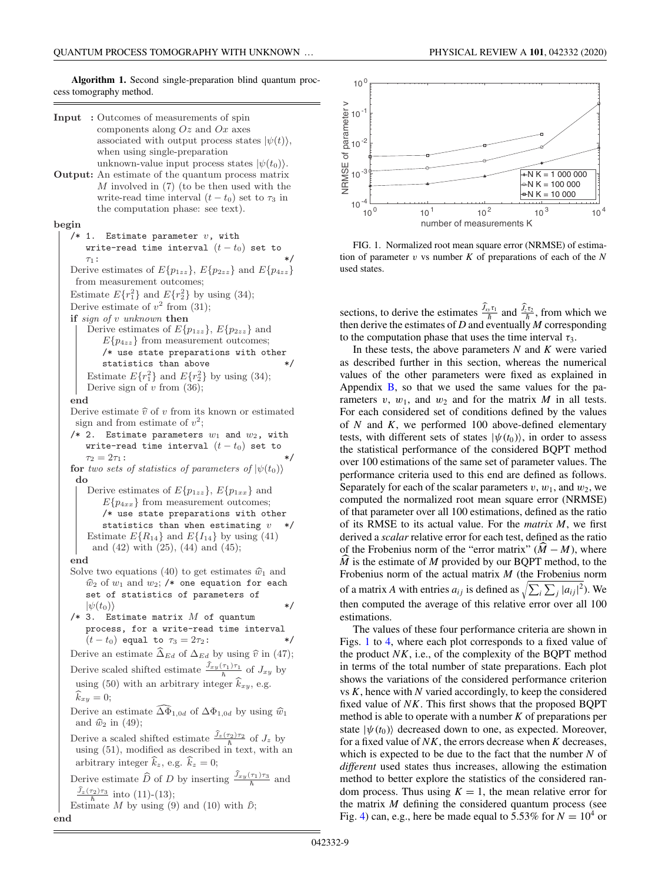**Algorithm 1.** Second single-preparation blind quantum process tomography method.

---

**Input :** Outcomes of measurements of spin components along $Oz$ and $Ox$ axes associated with output process states $|\psi(t)\rangle$, when using single-preparation unknown-value input process states $|\psi(t_0)\rangle$.

**Output:** An estimate of the quantum process matrix $M$ involved in (7) (to be then used with the write-read time interval $(t - t_0)$ set to $\tau_3$ in the computation phase: see text).

**begin**

```
/* 1. Estimate parameter v, with write-read time interval (t - t0) set to τ1: */
```

Derive estimates of $E\{p_{1zz}\}$, $E\{p_{2zz}\}$ and $E\{p_{4zz}\}$ from measurement outcomes;

Estimate $E\{r_1^2\}$ and $E\{r_2^2\}$ by using (34);

Derive estimate of $v^2$ from (31);

**if** *sign of $v$ unknown* **then**

- Derive estimates of $E\{p_{1zz}\}$, $E\{p_{2zz}\}$ and $E\{p_{4zz}\}$ from measurement outcomes;
  ```
  /* use state preparations with other statistics than above */
  ```
- Estimate $E\{r_1^2\}$ and $E\{r_2^2\}$ by using (34);
- Derive sign of $v$ from (36);

**end**

Derive estimate $\widehat{v}$ of $v$ from its known or estimated sign and from estimate of $v^2$;

```
/* 2. Estimate parameters w1 and w2, with write-read time interval (t - t0) set to τ2 = 2τ1: */
```

**for** *two sets of statistics of parameters of $|\psi(t_0)\rangle$* **do**

- Derive estimates of $E\{p_{1zz}\}$, $E\{p_{1xx}\}$ and $E\{p_{4xx}\}$ from measurement outcomes;
  ```
  /* use state preparations with other statistics than when estimating v */
  ```
- Estimate $E\{R_{14}\}$ and $E\{I_{14}\}$ by using (41) and (42) with (25), (44) and (45);

**end**

Solve two equations (40) to get estimates $\widehat{w}_1$ and $\widehat{w}_2$ of $w_1$ and $w_2$; `/* one equation for each set of statistics of parameters of |ψ(t0)⟩ */`

```
/* 3. Estimate matrix M of quantum process, for a write-read time interval (t - t0) equal to τ3 = 2τ2: */
```

Derive an estimate $\widehat{\Delta}_{Ed}$ of $\Delta_{Ed}$ by using $\widehat{v}$ in (47);

Derive scaled shifted estimate $\frac{\widehat{J}_{xy}(\tau_1)\tau_1}{\hbar}$ of $J_{xy}$ by using (50) with an arbitrary integer $\widehat{k}_{xy}$, e.g. $\widehat{k}_{xy} = 0$;

Derive an estimate $\widehat{\Delta\Phi}_{1,0d}$ of $\Delta\Phi_{1,0d}$ by using $\widehat{w}_1$ and $\widehat{w}_2$ in (49);

Derive a scaled shifted estimate $\frac{\widehat{J}_z(\tau_2)\tau_2}{\hbar}$ of $J_z$ by using (51), modified as described in text, with an arbitrary integer $\widehat{k}_z$, e.g. $\widehat{k}_z = 0$;

Derive estimate $\widehat{D}$ of $D$ by inserting $\frac{\widehat{J}_{xy}(\tau_1)\tau_3}{\hbar}$ and $\frac{\widehat{J}_z(\tau_2)\tau_3}{\hbar}$ into (11)-(13);

Estimate $M$ by using (9) and (10) with $\widehat{D}$;

**end**

---

FIG. 1. Normalized root mean square error (NRMSE) of estimation of parameter $v$ vs number $K$ of preparations of each of the $N$ used states.

sections, to derive the estimates $\frac{\widehat{J}_{xy}\tau_1}{\hbar}$ and $\frac{\widehat{J}_z\tau_2}{\hbar}$, from which we then derive the estimates of $D$ and eventually $M$ corresponding to the computation phase that uses the time interval $\tau_3$.

In these tests, the above parameters $N$ and $K$ were varied as described further in this section, whereas the numerical values of the other parameters were fixed as explained in Appendix B, so that we used the same values for the parameters $v$, $w_1$, and $w_2$ and for the matrix $M$ in all tests. For each considered set of conditions defined by the values of $N$ and $K$, we performed 100 above-defined elementary tests, with different sets of states $|\psi(t_0)\rangle$, in order to assess the statistical performance of the considered BQPT method over 100 estimations of the same set of parameter values. The performance criteria used to this end are defined as follows. Separately for each of the scalar parameters $v$, $w_1$, and $w_2$, we computed the normalized root mean square error (NRMSE) of that parameter over all 100 estimations, defined as the ratio of its RMSE to its actual value. For the *matrix* $M$, we first derived a *scalar* relative error for each test, defined as the ratio of the Frobenius norm of the "error matrix" $(\widehat{M} - M)$, where $\widehat{M}$ is the estimate of $M$ provided by our BQPT method, to the Frobenius norm of the actual matrix $M$ (the Frobenius norm of a matrix $A$ with entries $a_{ij}$ is defined as $\sqrt{\sum_i \sum_j |a_{ij}|^2}$). We then computed the average of this relative error over all 100 estimations.

The values of these four performance criteria are shown in Figs. 1 to 4, where each plot corresponds to a fixed value of the product $NK$, i.e., of the complexity of the BQPT method in terms of the total number of state preparations. Each plot shows the variations of the considered performance criterion vs $K$, hence with $N$ varied accordingly, to keep the considered fixed value of $NK$. This first shows that the proposed BQPT method is able to operate with a number $K$ of preparations per state $|\psi(t_0)\rangle$ decreased down to one, as expected. Moreover, for a fixed value of $NK$, the errors decrease when $K$ decreases, which is expected to be due to the fact that the number $N$ of *different* used states thus increases, allowing the estimation method to better explore the statistics of the considered random process. Thus using $K = 1$, the mean relative error for the matrix $M$ defining the considered quantum process (see Fig. 4) can, e.g., here be made equal to 5.53% for $N = 10^4$ or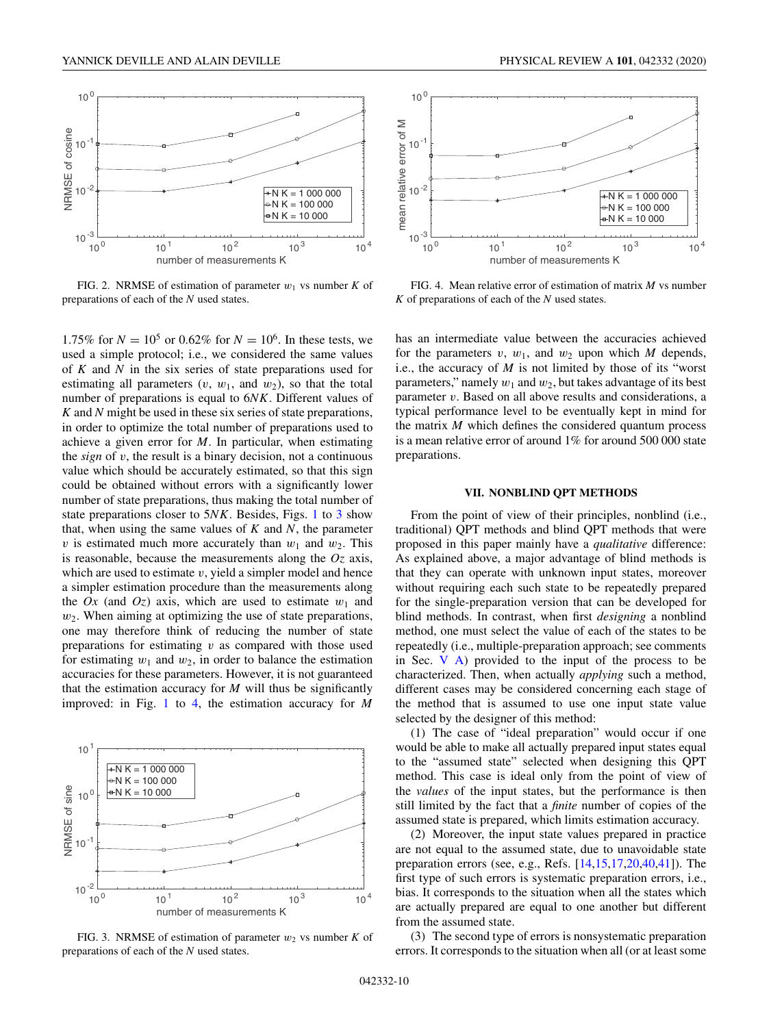FIG. 2. NRMSE of estimation of parameter $w_1$ vs number $K$ of preparations of each of the $N$ used states.

FIG. 4. Mean relative error of estimation of matrix $M$ vs number $K$ of preparations of each of the $N$ used states.

1.75% for $N = 10^5$ or 0.62% for $N = 10^6$. In these tests, we used a simple protocol; i.e., we considered the same values of $K$ and $N$ in the six series of state preparations used for estimating all parameters ($v$, $w_1$, and $w_2$), so that the total number of preparations is equal to $6NK$. Different values of $K$ and $N$ might be used in these six series of state preparations, in order to optimize the total number of preparations used to achieve a given error for $M$. In particular, when estimating the *sign* of $v$, the result is a binary decision, not a continuous value which should be accurately estimated, so that this sign could be obtained without errors with a significantly lower number of state preparations, thus making the total number of state preparations closer to $5NK$. Besides, Figs. 1 to 3 show that, when using the same values of $K$ and $N$, the parameter $v$ is estimated much more accurately than $w_1$ and $w_2$. This is reasonable, because the measurements along the $Oz$ axis, which are used to estimate $v$, yield a simpler model and hence a simpler estimation procedure than the measurements along the $Ox$ (and $Oz$) axis, which are used to estimate $w_1$ and $w_2$. When aiming at optimizing the use of state preparations, one may therefore think of reducing the number of state preparations for estimating $v$ as compared with those used for estimating $w_1$ and $w_2$, in order to balance the estimation accuracies for these parameters. However, it is not guaranteed that the estimation accuracy for $M$ will thus be significantly improved: in Fig. 1 to 4, the estimation accuracy for $M$ has an intermediate value between the accuracies achieved for the parameters $v$, $w_1$, and $w_2$ upon which $M$ depends, i.e., the accuracy of $M$ is not limited by those of its "worst parameters," namely $w_1$ and $w_2$, but takes advantage of its best parameter $v$. Based on all above results and considerations, a typical performance level to be eventually kept in mind for the matrix $M$ which defines the considered quantum process is a mean relative error of around 1% for around 500 000 state preparations.

FIG. 3. NRMSE of estimation of parameter $w_2$ vs number $K$ of preparations of each of the $N$ used states.

## VII. NONBLIND QPT METHODS

From the point of view of their principles, nonblind (i.e., traditional) QPT methods and blind QPT methods that were proposed in this paper mainly have a *qualitative* difference: As explained above, a major advantage of blind methods is that they can operate with unknown input states, moreover without requiring each such state to be repeatedly prepared for the single-preparation version that can be developed for blind methods. In contrast, when first *designing* a nonblind method, one must select the value of each of the states to be repeatedly (i.e., multiple-preparation approach; see comments in Sec. V A) provided to the input of the process to be characterized. Then, when actually *applying* such a method, different cases may be considered concerning each stage of the method that is assumed to use one input state value selected by the designer of this method:

(1) The case of "ideal preparation" would occur if one would be able to make all actually prepared input states equal to the "assumed state" selected when designing this QPT method. This case is ideal only from the point of view of the *values* of the input states, but the performance is then still limited by the fact that a *finite* number of copies of the assumed state is prepared, which limits estimation accuracy.

(2) Moreover, the input state values prepared in practice are not equal to the assumed state, due to unavoidable state preparation errors (see, e.g., Refs. [14,15,17,20,40,41]). The first type of such errors is systematic preparation errors, i.e., bias. It corresponds to the situation when all the states which are actually prepared are equal to one another but different from the assumed state.

(3) The second type of errors is nonsystematic preparation errors. It corresponds to the situation when all (or at least some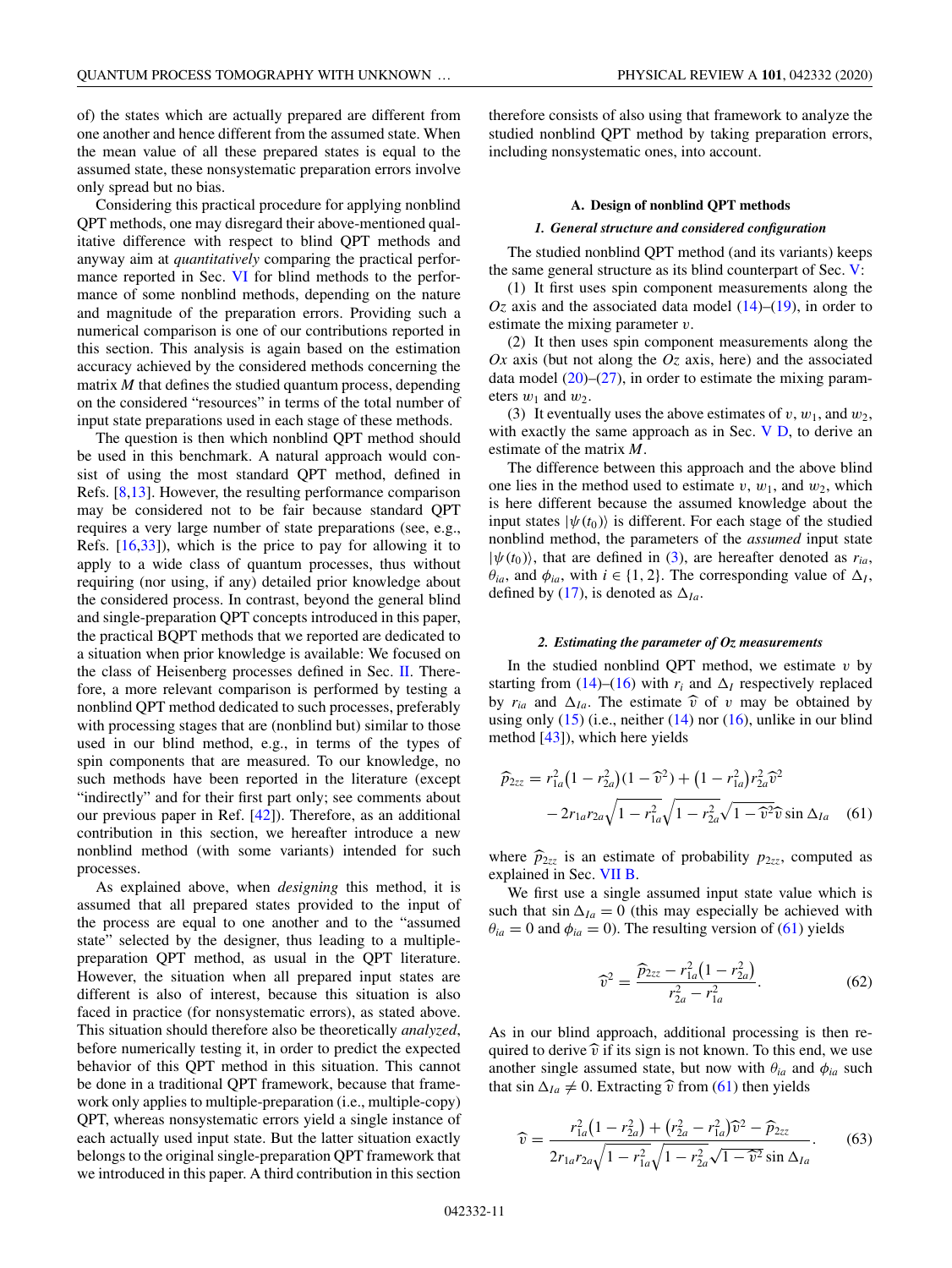of) the states which are actually prepared are different from one another and hence different from the assumed state. When the mean value of all these prepared states is equal to the assumed state, these nonsystematic preparation errors involve only spread but no bias.

Considering this practical procedure for applying nonblind QPT methods, one may disregard their above-mentioned qualitative difference with respect to blind QPT methods and anyway aim at *quantitatively* comparing the practical performance reported in Sec. VI for blind methods to the performance of some nonblind methods, depending on the nature and magnitude of the preparation errors. Providing such a numerical comparison is one of our contributions reported in this section. This analysis is again based on the estimation accuracy achieved by the considered methods concerning the matrix $M$ that defines the studied quantum process, depending on the considered "resources" in terms of the total number of input state preparations used in each stage of these methods.

The question is then which nonblind QPT method should be used in this benchmark. A natural approach would consist of using the most standard QPT method, defined in Refs. [8,13]. However, the resulting performance comparison may be considered not to be fair because standard QPT requires a very large number of state preparations (see, e.g., Refs. [16,33]), which is the price to pay for allowing it to apply to a wide class of quantum processes, thus without requiring (nor using, if any) detailed prior knowledge about the considered process. In contrast, beyond the general blind and single-preparation QPT concepts introduced in this paper, the practical BQPT methods that we reported are dedicated to a situation when prior knowledge is available: We focused on the class of Heisenberg processes defined in Sec. II. Therefore, a more relevant comparison is performed by testing a nonblind QPT method dedicated to such processes, preferably with processing stages that are (nonblind but) similar to those used in our blind method, e.g., in terms of the types of spin components that are measured. To our knowledge, no such methods have been reported in the literature (except "indirectly" and for their first part only; see comments about our previous paper in Ref. [42]). Therefore, as an additional contribution in this section, we hereafter introduce a new nonblind method (with some variants) intended for such processes.

As explained above, when *designing* this method, it is assumed that all prepared states provided to the input of the process are equal to one another and to the "assumed state" selected by the designer, thus leading to a multiple-preparation QPT method, as usual in the QPT literature. However, the situation when all prepared input states are different is also of interest, because this situation is also faced in practice (for nonsystematic errors), as stated above. This situation should therefore also be theoretically *analyzed*, before numerically testing it, in order to predict the expected behavior of this QPT method in this situation. This cannot be done in a traditional QPT framework, because that framework only applies to multiple-preparation (i.e., multiple-copy) QPT, whereas nonsystematic errors yield a single instance of each actually used input state. But the latter situation exactly belongs to the original single-preparation QPT framework that we introduced in this paper. A third contribution in this section therefore consists of also using that framework to analyze the studied nonblind QPT method by taking preparation errors, including nonsystematic ones, into account.

### A. Design of nonblind QPT methods

#### 1. General structure and considered configuration

The studied nonblind QPT method (and its variants) keeps the same general structure as its blind counterpart of Sec. V:

(1) It first uses spin component measurements along the $Oz$ axis and the associated data model (14)–(19), in order to estimate the mixing parameter $v$.

(2) It then uses spin component measurements along the $Ox$ axis (but not along the $Oz$ axis, here) and the associated data model (20)–(27), in order to estimate the mixing parameters $w_1$ and $w_2$.

(3) It eventually uses the above estimates of $v$, $w_1$, and $w_2$, with exactly the same approach as in Sec. V D, to derive an estimate of the matrix $M$.

The difference between this approach and the above blind one lies in the method used to estimate $v$, $w_1$, and $w_2$, which is here different because the assumed knowledge about the input states $|\psi(t_0)\rangle$ is different. For each stage of the studied nonblind method, the parameters of the *assumed* input state $|\psi(t_0)\rangle$, that are defined in (3), are hereafter denoted as $r_{ia}$, $\theta_{ia}$, and $\phi_{ia}$, with $i \in \{1, 2\}$. The corresponding value of $\Delta_I$, defined by (17), is denoted as $\Delta_{Ia}$.

#### 2. Estimating the parameter of Oz measurements

In the studied nonblind QPT method, we estimate $v$ by starting from (14)–(16) with $r_i$ and $\Delta_I$ respectively replaced by $r_{ia}$ and $\Delta_{Ia}$. The estimate $\widehat{v}$ of $v$ may be obtained by using only (15) (i.e., neither (14) nor (16), unlike in our blind method [43]), which here yields

$$\widehat{p}_{2zz} = r_{1a}^2\big(1 - r_{2a}^2\big)(1 - \widehat{v}^2) + \big(1 - r_{1a}^2\big)r_{2a}^2\widehat{v}^2 - 2r_{1a}r_{2a}\sqrt{1 - r_{1a}^2}\sqrt{1 - r_{2a}^2}\sqrt{1 - \widehat{v}^2}\widehat{v}\sin\Delta_{Ia} \quad (61)$$

where $\widehat{p}_{2zz}$ is an estimate of probability $p_{2zz}$, computed as explained in Sec. VII B.

We first use a single assumed input state value which is such that $\sin\Delta_{Ia} = 0$ (this may especially be achieved with $\theta_{ia} = 0$ and $\phi_{ia} = 0$). The resulting version of (61) yields

$$\widehat{v}^2 = \frac{\widehat{p}_{2zz} - r_{1a}^2\big(1 - r_{2a}^2\big)}{r_{2a}^2 - r_{1a}^2}. \quad (62)$$

As in our blind approach, additional processing is then required to derive $\widehat{v}$ if its sign is not known. To this end, we use another single assumed state, but now with $\theta_{ia}$ and $\phi_{ia}$ such that $\sin\Delta_{Ia} \neq 0$. Extracting $\widehat{v}$ from (61) then yields

$$\widehat{v} = \frac{r_{1a}^2\big(1 - r_{2a}^2\big) + \big(r_{2a}^2 - r_{1a}^2\big)\widehat{v}^2 - \widehat{p}_{2zz}}{2r_{1a}r_{2a}\sqrt{1 - r_{1a}^2}\sqrt{1 - r_{2a}^2}\sqrt{1 - \widehat{v}^2}\sin\Delta_{Ia}}. \quad (63)$$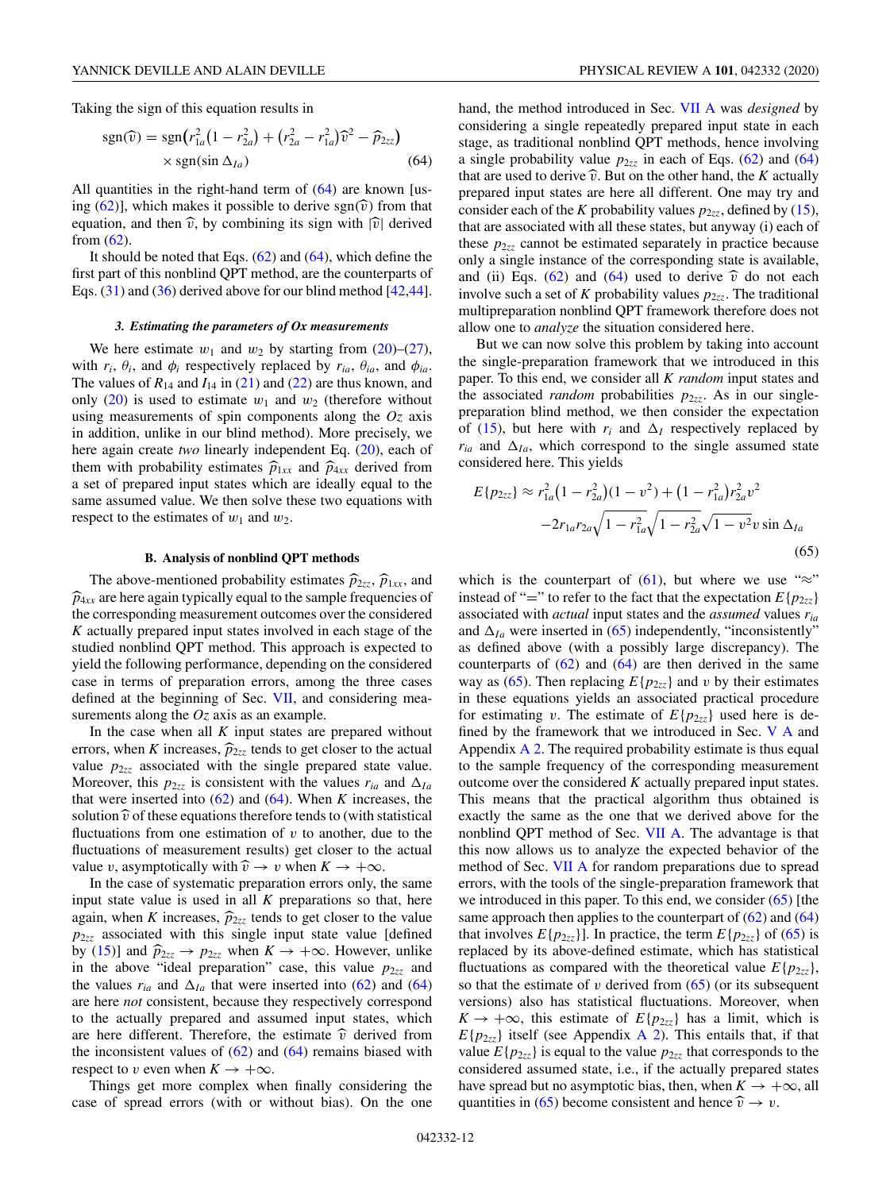Taking the sign of this equation results in

$$\operatorname{sgn}(\widehat{v}) = \operatorname{sgn}\big(r_{1a}^2(1 - r_{2a}^2) + (r_{2a}^2 - r_{1a}^2)\widehat{v}^2 - \widehat{p}_{2zz}\big) \times \operatorname{sgn}(\sin \Delta_{Ia}) \tag{64}$$

All quantities in the right-hand term of (64) are known [using (62)], which makes it possible to derive $\operatorname{sgn}(\widehat{v})$ from that equation, and then $\widehat{v}$, by combining its sign with $|\widehat{v}|$ derived from (62).

It should be noted that Eqs. (62) and (64), which define the first part of this nonblind QPT method, are the counterparts of Eqs. (31) and (36) derived above for our blind method [42,44].

#### 3. Estimating the parameters of Ox measurements

We here estimate $w_1$ and $w_2$ by starting from (20)–(27), with $r_i$, $\theta_i$, and $\phi_i$ respectively replaced by $r_{ia}$, $\theta_{ia}$, and $\phi_{ia}$. The values of $R_{14}$ and $I_{14}$ in (21) and (22) are thus known, and only (20) is used to estimate $w_1$ and $w_2$ (therefore without using measurements of spin components along the $Oz$ axis in addition, unlike in our blind method). More precisely, we here again create *two* linearly independent Eq. (20), each of them with probability estimates $\widehat{p}_{1xx}$ and $\widehat{p}_{4xx}$ derived from a set of prepared input states which are ideally equal to the same assumed value. We then solve these two equations with respect to the estimates of $w_1$ and $w_2$.

### B. Analysis of nonblind QPT methods

The above-mentioned probability estimates $\widehat{p}_{2zz}$, $\widehat{p}_{1xx}$, and $\widehat{p}_{4xx}$ are here again typically equal to the sample frequencies of the corresponding measurement outcomes over the considered $K$ actually prepared input states involved in each stage of the studied nonblind QPT method. This approach is expected to yield the following performance, depending on the considered case in terms of preparation errors, among the three cases defined at the beginning of Sec. VII, and considering measurements along the $Oz$ axis as an example.

In the case when all $K$ input states are prepared without errors, when $K$ increases, $\widehat{p}_{2zz}$ tends to get closer to the actual value $p_{2zz}$ associated with the single prepared state value. Moreover, this $p_{2zz}$ is consistent with the values $r_{ia}$ and $\Delta_{Ia}$ that were inserted into (62) and (64). When $K$ increases, the solution $\widehat{v}$ of these equations therefore tends to (with statistical fluctuations from one estimation of $v$ to another, due to the fluctuations of measurement results) get closer to the actual value $v$, asymptotically with $\widehat{v} \to v$ when $K \to +\infty$.

In the case of systematic preparation errors only, the same input state value is used in all $K$ preparations so that, here again, when $K$ increases, $\widehat{p}_{2zz}$ tends to get closer to the value $p_{2zz}$ associated with this single input state value [defined by (15)] and $\widehat{p}_{2zz} \to p_{2zz}$ when $K \to +\infty$. However, unlike in the above "ideal preparation" case, this value $p_{2zz}$ and the values $r_{ia}$ and $\Delta_{Ia}$ that were inserted into (62) and (64) are here *not* consistent, because they respectively correspond to the actually prepared and assumed input states, which are here different. Therefore, the estimate $\widehat{v}$ derived from the inconsistent values of (62) and (64) remains biased with respect to $v$ even when $K \to +\infty$.

Things get more complex when finally considering the case of spread errors (with or without bias). On the one hand, the method introduced in Sec. VII A was *designed* by considering a single repeatedly prepared input state in each stage, as traditional nonblind QPT methods, hence involving a single probability value $p_{2zz}$ in each of Eqs. (62) and (64) that are used to derive $\widehat{v}$. But on the other hand, the $K$ actually prepared input states are here all different. One may try and consider each of the $K$ probability values $p_{2zz}$, defined by (15), that are associated with all these states, but anyway (i) each of these $p_{2zz}$ cannot be estimated separately in practice because only a single instance of the corresponding state is available, and (ii) Eqs. (62) and (64) used to derive $\widehat{v}$ do not each involve such a set of $K$ probability values $p_{2zz}$. The traditional multipreparation nonblind QPT framework therefore does not allow one to *analyze* the situation considered here.

But we can now solve this problem by taking into account the single-preparation framework that we introduced in this paper. To this end, we consider all $K$ *random* input states and the associated *random* probabilities $p_{2zz}$. As in our single-preparation blind method, we then consider the expectation of (15), but here with $r_i$ and $\Delta_I$ respectively replaced by $r_{ia}$ and $\Delta_{Ia}$, which correspond to the single assumed state considered here. This yields

$$E\{p_{2zz}\} \approx r_{1a}^2(1 - r_{2a}^2)(1 - v^2) + (1 - r_{1a}^2)r_{2a}^2 v^2 - 2r_{1a}r_{2a}\sqrt{1 - r_{1a}^2}\sqrt{1 - r_{2a}^2}\sqrt{1 - v^2}\, v \sin \Delta_{Ia} \tag{65}$$

which is the counterpart of (61), but where we use "≈" instead of "=" to refer to the fact that the expectation $E\{p_{2zz}\}$ associated with *actual* input states and the *assumed* values $r_{ia}$ and $\Delta_{Ia}$ were inserted in (65) independently, "inconsistently" as defined above (with a possibly large discrepancy). The counterparts of (62) and (64) are then derived in the same way as (65). Then replacing $E\{p_{2zz}\}$ and $v$ by their estimates in these equations yields an associated practical procedure for estimating $v$. The estimate of $E\{p_{2zz}\}$ used here is defined by the framework that we introduced in Sec. V A and Appendix A 2. The required probability estimate is thus equal to the sample frequency of the corresponding measurement outcome over the considered $K$ actually prepared input states. This means that the practical algorithm thus obtained is exactly the same as the one that we derived above for the nonblind QPT method of Sec. VII A. The advantage is that this now allows us to analyze the expected behavior of the method of Sec. VII A for random preparations due to spread errors, with the tools of the single-preparation framework that we introduced in this paper. To this end, we consider (65) [the same approach then applies to the counterpart of (62) and (64) that involves $E\{p_{2zz}\}$]. In practice, the term $E\{p_{2zz}\}$ of (65) is replaced by its above-defined estimate, which has statistical fluctuations as compared with the theoretical value $E\{p_{2zz}\}$, so that the estimate of $v$ derived from (65) (or its subsequent versions) also has statistical fluctuations. Moreover, when $K \to +\infty$, this estimate of $E\{p_{2zz}\}$ has a limit, which is $E\{p_{2zz}\}$ itself (see Appendix A 2). This entails that, if that value $E\{p_{2zz}\}$ is equal to the value $p_{2zz}$ that corresponds to the considered assumed state, i.e., if the actually prepared states have spread but no asymptotic bias, then, when $K \to +\infty$, all quantities in (65) become consistent and hence $\widehat{v} \to v$.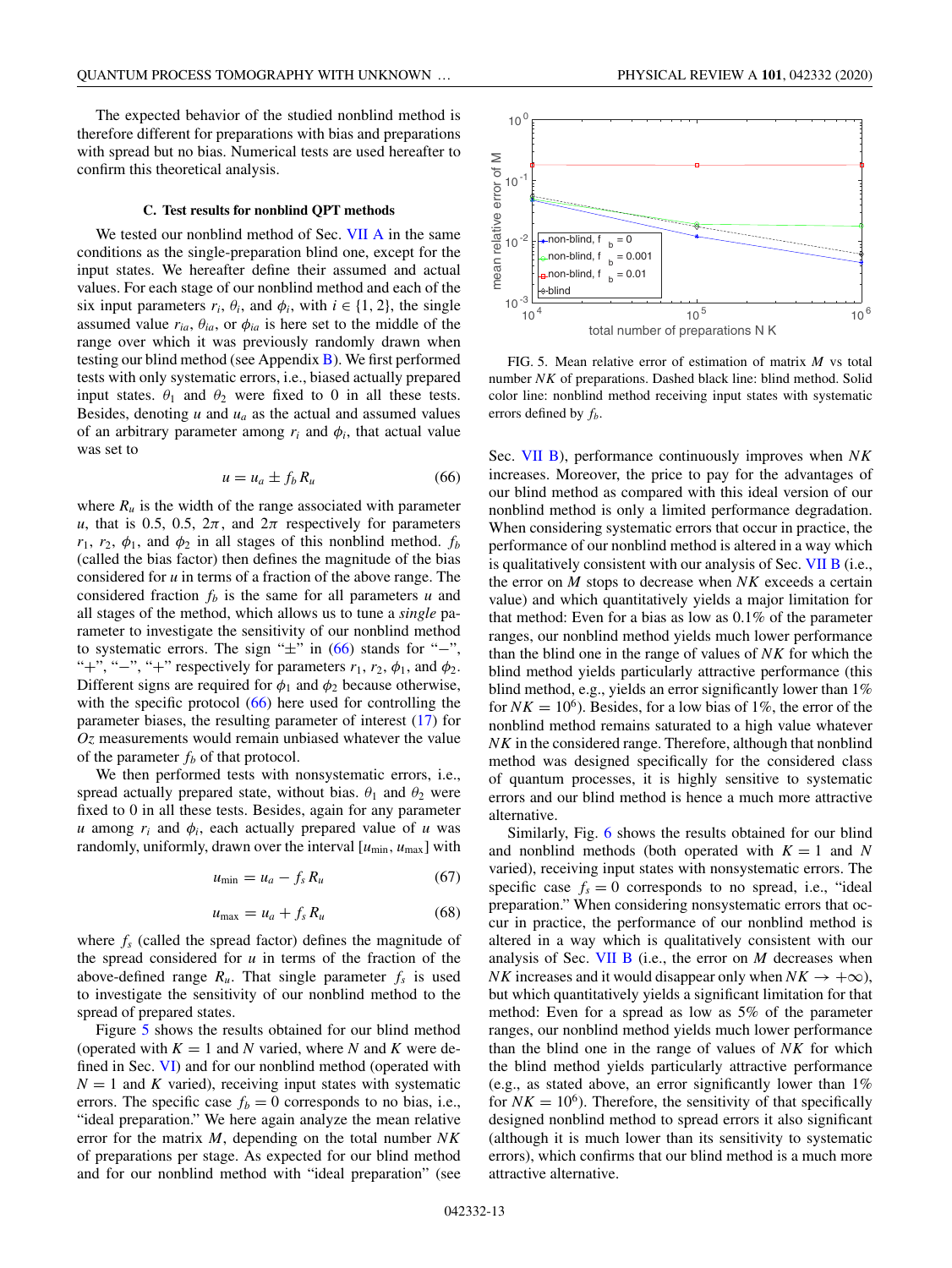The expected behavior of the studied nonblind method is therefore different for preparations with bias and preparations with spread but no bias. Numerical tests are used hereafter to confirm this theoretical analysis.

### C. Test results for nonblind QPT methods

We tested our nonblind method of Sec. VII A in the same conditions as the single-preparation blind one, except for the input states. We hereafter define their assumed and actual values. For each stage of our nonblind method and each of the six input parameters $r_i$, $\theta_i$, and $\phi_i$, with $i \in \{1, 2\}$, the single assumed value $r_{ia}$, $\theta_{ia}$, or $\phi_{ia}$ is here set to the middle of the range over which it was previously randomly drawn when testing our blind method (see Appendix B). We first performed tests with only systematic errors, i.e., biased actually prepared input states. $\theta_1$ and $\theta_2$ were fixed to 0 in all these tests. Besides, denoting $u$ and $u_a$ as the actual and assumed values of an arbitrary parameter among $r_i$ and $\phi_i$, that actual value was set to

$$u = u_a \pm f_b R_u \tag{66}$$

where $R_u$ is the width of the range associated with parameter $u$, that is 0.5, 0.5, $2\pi$, and $2\pi$ respectively for parameters $r_1$, $r_2$, $\phi_1$, and $\phi_2$ in all stages of this nonblind method. $f_b$ (called the bias factor) then defines the magnitude of the bias considered for $u$ in terms of a fraction of the above range. The considered fraction $f_b$ is the same for all parameters $u$ and all stages of the method, which allows us to tune a *single* parameter to investigate the sensitivity of our nonblind method to systematic errors. The sign "$\pm$" in (66) stands for "$-$", "$+$", "$-$", "$+$" respectively for parameters $r_1$, $r_2$, $\phi_1$, and $\phi_2$. Different signs are required for $\phi_1$ and $\phi_2$ because otherwise, with the specific protocol (66) here used for controlling the parameter biases, the resulting parameter of interest (17) for $Oz$ measurements would remain unbiased whatever the value of the parameter $f_b$ of that protocol.

We then performed tests with nonsystematic errors, i.e., spread actually prepared state, without bias. $\theta_1$ and $\theta_2$ were fixed to 0 in all these tests. Besides, again for any parameter $u$ among $r_i$ and $\phi_i$, each actually prepared value of $u$ was randomly, uniformly, drawn over the interval $[u_{\min}, u_{\max}]$ with

$$u_{\min} = u_a - f_s R_u \tag{67}$$

$$u_{\max} = u_a + f_s R_u \tag{68}$$

where $f_s$ (called the spread factor) defines the magnitude of the spread considered for $u$ in terms of the fraction of the above-defined range $R_u$. That single parameter $f_s$ is used to investigate the sensitivity of our nonblind method to the spread of prepared states.

Figure 5 shows the results obtained for our blind method (operated with $K = 1$ and $N$ varied, where $N$ and $K$ were defined in Sec. VI) and for our nonblind method (operated with $N = 1$ and $K$ varied), receiving input states with systematic errors. The specific case $f_b = 0$ corresponds to no bias, i.e., "ideal preparation." We here again analyze the mean relative error for the matrix $M$, depending on the total number $NK$ of preparations per stage. As expected for our blind method and for our nonblind method with "ideal preparation" (see Sec. VII B), performance continuously improves when $NK$ increases. Moreover, the price to pay for the advantages of our blind method as compared with this ideal version of our nonblind method is only a limited performance degradation. When considering systematic errors that occur in practice, the performance of our nonblind method is altered in a way which is qualitatively consistent with our analysis of Sec. VII B (i.e., the error on $M$ stops to decrease when $NK$ exceeds a certain value) and which quantitatively yields a major limitation for that method: Even for a bias as low as 0.1% of the parameter ranges, our nonblind method yields much lower performance than the blind one in the range of values of $NK$ for which the blind method yields particularly attractive performance (this blind method, e.g., yields an error significantly lower than 1% for $NK = 10^6$). Besides, for a low bias of 1%, the error of the nonblind method remains saturated to a high value whatever $NK$ in the considered range. Therefore, although that nonblind method was designed specifically for the considered class of quantum processes, it is highly sensitive to systematic errors and our blind method is hence a much more attractive alternative.

FIG. 5. Mean relative error of estimation of matrix $M$ vs total number $NK$ of preparations. Dashed black line: blind method. Solid color line: nonblind method receiving input states with systematic errors defined by $f_b$.

Similarly, Fig. 6 shows the results obtained for our blind and nonblind methods (both operated with $K = 1$ and $N$ varied), receiving input states with nonsystematic errors. The specific case $f_s = 0$ corresponds to no spread, i.e., "ideal preparation." When considering nonsystematic errors that occur in practice, the performance of our nonblind method is altered in a way which is qualitatively consistent with our analysis of Sec. VII B (i.e., the error on $M$ decreases when $NK$ increases and it would disappear only when $NK \to +\infty$), but which quantitatively yields a significant limitation for that method: Even for a spread as low as 5% of the parameter ranges, our nonblind method yields much lower performance than the blind one in the range of values of $NK$ for which the blind method yields particularly attractive performance (e.g., as stated above, an error significantly lower than 1% for $NK = 10^6$). Therefore, the sensitivity of that specifically designed nonblind method to spread errors it also significant (although it is much lower than its sensitivity to systematic errors), which confirms that our blind method is a much more attractive alternative.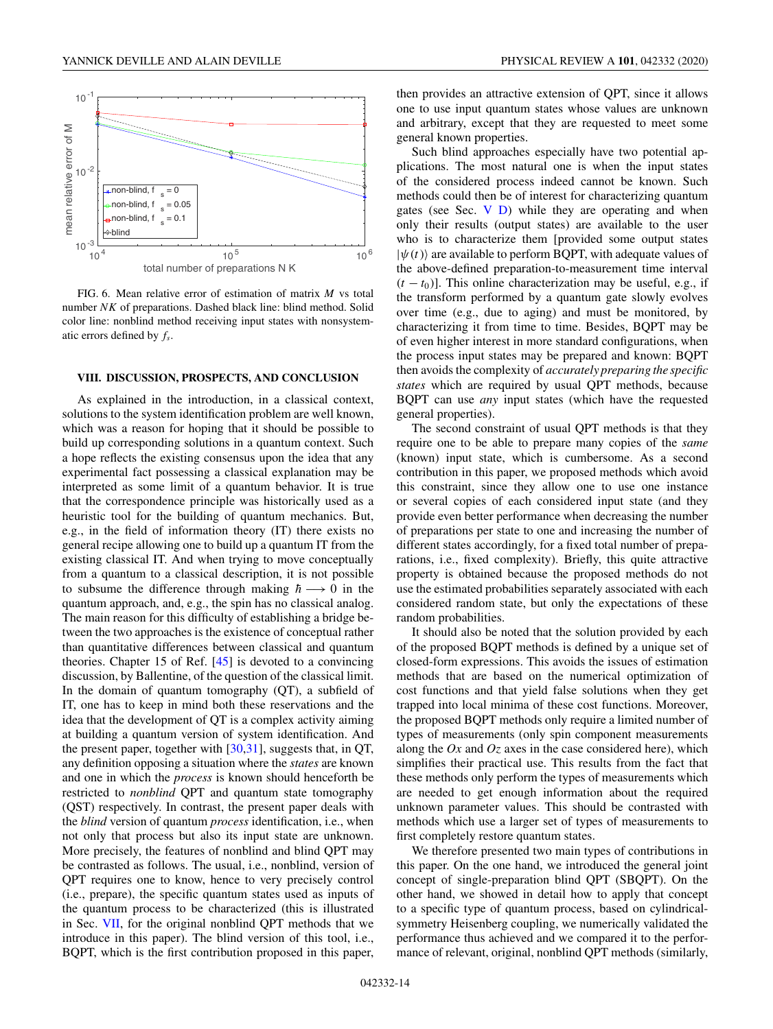FIG. 6. Mean relative error of estimation of matrix $M$ vs total number $NK$ of preparations. Dashed black line: blind method. Solid color line: nonblind method receiving input states with nonsystematic errors defined by $f_s$.

## VIII. DISCUSSION, PROSPECTS, AND CONCLUSION

As explained in the introduction, in a classical context, solutions to the system identification problem are well known, which was a reason for hoping that it should be possible to build up corresponding solutions in a quantum context. Such a hope reflects the existing consensus upon the idea that any experimental fact possessing a classical explanation may be interpreted as some limit of a quantum behavior. It is true that the correspondence principle was historically used as a heuristic tool for the building of quantum mechanics. But, e.g., in the field of information theory (IT) there exists no general recipe allowing one to build up a quantum IT from the existing classical IT. And when trying to move conceptually from a quantum to a classical description, it is not possible to subsume the difference through making $\hbar \longrightarrow 0$ in the quantum approach, and, e.g., the spin has no classical analog. The main reason for this difficulty of establishing a bridge between the two approaches is the existence of conceptual rather than quantitative differences between classical and quantum theories. Chapter 15 of Ref. [45] is devoted to a convincing discussion, by Ballentine, of the question of the classical limit. In the domain of quantum tomography (QT), a subfield of IT, one has to keep in mind both these reservations and the idea that the development of QT is a complex activity aiming at building a quantum version of system identification. And the present paper, together with [30,31], suggests that, in QT, any definition opposing a situation where the *states* are known and one in which the *process* is known should henceforth be restricted to *nonblind* QPT and quantum state tomography (QST) respectively. In contrast, the present paper deals with the *blind* version of quantum *process* identification, i.e., when not only that process but also its input state are unknown. More precisely, the features of nonblind and blind QPT may be contrasted as follows. The usual, i.e., nonblind, version of QPT requires one to know, hence to very precisely control (i.e., prepare), the specific quantum states used as inputs of the quantum process to be characterized (this is illustrated in Sec. VII, for the original nonblind QPT methods that we introduce in this paper). The blind version of this tool, i.e., BQPT, which is the first contribution proposed in this paper, then provides an attractive extension of QPT, since it allows one to use input quantum states whose values are unknown and arbitrary, except that they are requested to meet some general known properties.

Such blind approaches especially have two potential applications. The most natural one is when the input states of the considered process indeed cannot be known. Such methods could then be of interest for characterizing quantum gates (see Sec. V D) while they are operating and when only their results (output states) are available to the user who is to characterize them [provided some output states $|\psi(t)\rangle$ are available to perform BQPT, with adequate values of the above-defined preparation-to-measurement time interval $(t - t_0)$]. This online characterization may be useful, e.g., if the transform performed by a quantum gate slowly evolves over time (e.g., due to aging) and must be monitored, by characterizing it from time to time. Besides, BQPT may be of even higher interest in more standard configurations, when the process input states may be prepared and known: BQPT then avoids the complexity of *accurately preparing the specific states* which are required by usual QPT methods, because BQPT can use *any* input states (which have the requested general properties).

The second constraint of usual QPT methods is that they require one to be able to prepare many copies of the *same* (known) input state, which is cumbersome. As a second contribution in this paper, we proposed methods which avoid this constraint, since they allow one to use one instance or several copies of each considered input state (and they provide even better performance when decreasing the number of preparations per state to one and increasing the number of different states accordingly, for a fixed total number of preparations, i.e., fixed complexity). Briefly, this quite attractive property is obtained because the proposed methods do not use the estimated probabilities separately associated with each considered random state, but only the expectations of these random probabilities.

It should also be noted that the solution provided by each of the proposed BQPT methods is defined by a unique set of closed-form expressions. This avoids the issues of estimation methods that are based on the numerical optimization of cost functions and that yield false solutions when they get trapped into local minima of these cost functions. Moreover, the proposed BQPT methods only require a limited number of types of measurements (only spin component measurements along the $Ox$ and $Oz$ axes in the case considered here), which simplifies their practical use. This results from the fact that these methods only perform the types of measurements which are needed to get enough information about the required unknown parameter values. This should be contrasted with methods which use a larger set of types of measurements to first completely restore quantum states.

We therefore presented two main types of contributions in this paper. On the one hand, we introduced the general joint concept of single-preparation blind QPT (SBQPT). On the other hand, we showed in detail how to apply that concept to a specific type of quantum process, based on cylindrical-symmetry Heisenberg coupling, we numerically validated the performance thus achieved and we compared it to the performance of relevant, original, nonblind QPT methods (similarly,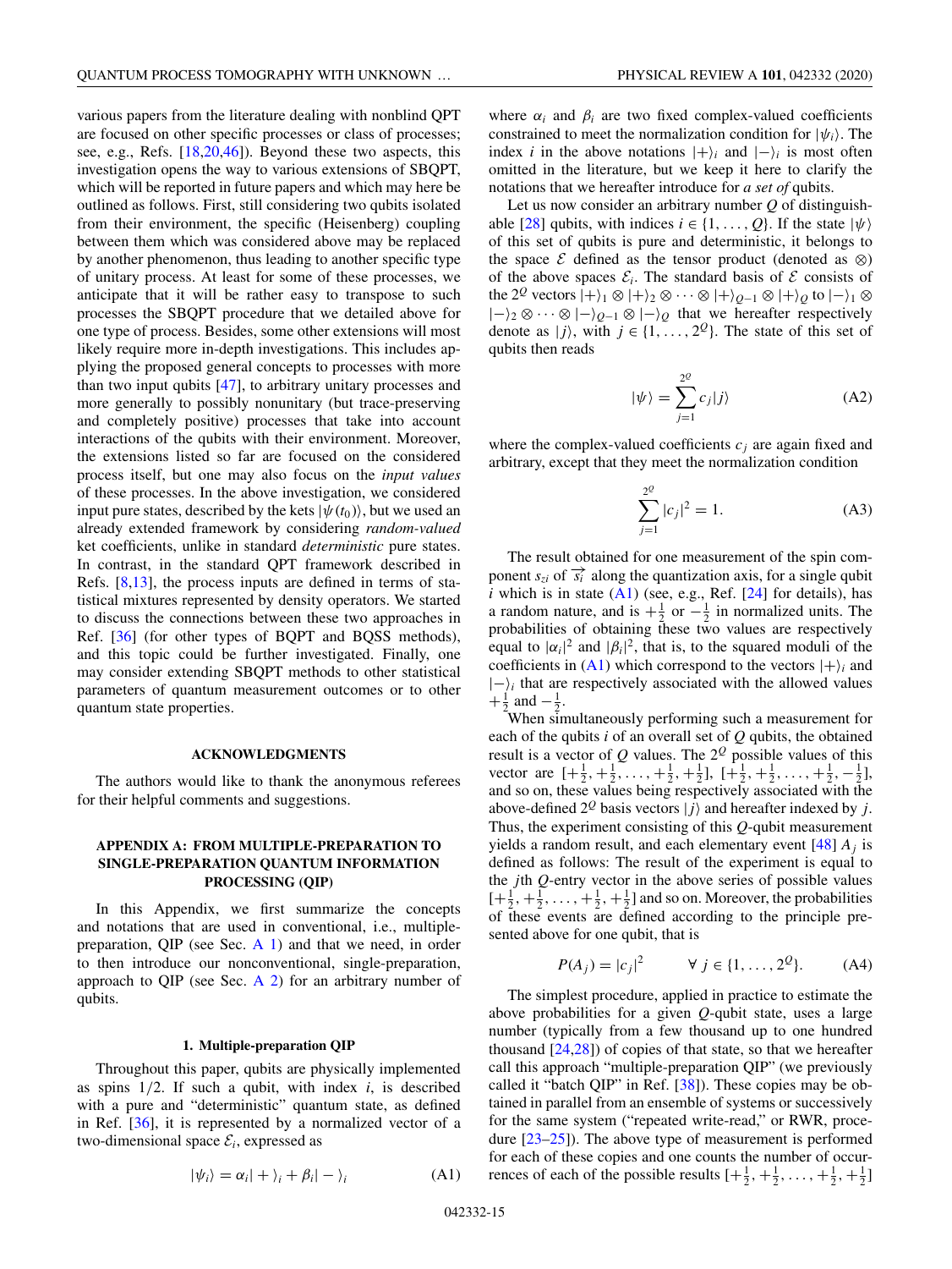various papers from the literature dealing with nonblind QPT are focused on other specific processes or class of processes; see, e.g., Refs. [18,20,46]). Beyond these two aspects, this investigation opens the way to various extensions of SBQPT, which will be reported in future papers and which may here be outlined as follows. First, still considering two qubits isolated from their environment, the specific (Heisenberg) coupling between them which was considered above may be replaced by another phenomenon, thus leading to another specific type of unitary process. At least for some of these processes, we anticipate that it will be rather easy to transpose to such processes the SBQPT procedure that we detailed above for one type of process. Besides, some other extensions will most likely require more in-depth investigations. This includes applying the proposed general concepts to processes with more than two input qubits [47], to arbitrary unitary processes and more generally to possibly nonunitary (but trace-preserving and completely positive) processes that take into account interactions of the qubits with their environment. Moreover, the extensions listed so far are focused on the considered process itself, but one may also focus on the *input values* of these processes. In the above investigation, we considered input pure states, described by the kets $|\psi(t_0)\rangle$, but we used an already extended framework by considering *random-valued* ket coefficients, unlike in standard *deterministic* pure states. In contrast, in the standard QPT framework described in Refs. [8,13], the process inputs are defined in terms of statistical mixtures represented by density operators. We started to discuss the connections between these two approaches in Ref. [36] (for other types of BQPT and BQSS methods), and this topic could be further investigated. Finally, one may consider extending SBQPT methods to other statistical parameters of quantum measurement outcomes or to other quantum state properties.

## ACKNOWLEDGMENTS

The authors would like to thank the anonymous referees for their helpful comments and suggestions.

## APPENDIX A: FROM MULTIPLE-PREPARATION TO SINGLE-PREPARATION QUANTUM INFORMATION PROCESSING (QIP)

In this Appendix, we first summarize the concepts and notations that are used in conventional, i.e., multiple-preparation, QIP (see Sec. A 1) and that we need, in order to then introduce our nonconventional, single-preparation, approach to QIP (see Sec. A 2) for an arbitrary number of qubits.

### 1. Multiple-preparation QIP

Throughout this paper, qubits are physically implemented as spins 1/2. If such a qubit, with index $i$, is described with a pure and "deterministic" quantum state, as defined in Ref. [36], it is represented by a normalized vector of a two-dimensional space $\mathcal{E}_i$, expressed as

$$|\psi_i\rangle = \alpha_i|+\rangle_i + \beta_i|-\rangle_i \tag{A1}$$

where $\alpha_i$ and $\beta_i$ are two fixed complex-valued coefficients constrained to meet the normalization condition for $|\psi_i\rangle$. The index $i$ in the above notations $|+\rangle_i$ and $|-\rangle_i$ is most often omitted in the literature, but we keep it here to clarify the notations that we hereafter introduce for *a set of* qubits.

Let us now consider an arbitrary number $Q$ of distinguishable [28] qubits, with indices $i \in \{1,\ldots,Q\}$. If the state $|\psi\rangle$ of this set of qubits is pure and deterministic, it belongs to the space $\mathcal{E}$ defined as the tensor product (denoted as $\otimes$) of the above spaces $\mathcal{E}_i$. The standard basis of $\mathcal{E}$ consists of the $2^Q$ vectors $|+\rangle_1 \otimes |+\rangle_2 \otimes \cdots \otimes |+\rangle_{Q-1} \otimes |+\rangle_Q$ to $|-\rangle_1 \otimes |-\rangle_2 \otimes \cdots \otimes |-\rangle_{Q-1} \otimes |-\rangle_Q$ that we hereafter respectively denote as $|j\rangle$, with $j \in \{1,\ldots,2^Q\}$. The state of this set of qubits then reads

$$|\psi\rangle = \sum_{j=1}^{2^Q} c_j |j\rangle \tag{A2}$$

where the complex-valued coefficients $c_j$ are again fixed and arbitrary, except that they meet the normalization condition

$$\sum_{j=1}^{2^Q} |c_j|^2 = 1. \tag{A3}$$

The result obtained for one measurement of the spin component $s_{zi}$ of $\overrightarrow{s_i}$ along the quantization axis, for a single qubit $i$ which is in state (A1) (see, e.g., Ref. [24] for details), has a random nature, and is $+\frac{1}{2}$ or $-\frac{1}{2}$ in normalized units. The probabilities of obtaining these two values are respectively equal to $|\alpha_i|^2$ and $|\beta_i|^2$, that is, to the squared moduli of the coefficients in (A1) which correspond to the vectors $|+\rangle_i$ and $|-\rangle_i$ that are respectively associated with the allowed values $+\frac{1}{2}$ and $-\frac{1}{2}$.

When simultaneously performing such a measurement for each of the qubits $i$ of an overall set of $Q$ qubits, the obtained result is a vector of $Q$ values. The $2^Q$ possible values of this vector are $[+\frac{1}{2},+\frac{1}{2},\ldots,+\frac{1}{2},+\frac{1}{2}]$, $[+\frac{1}{2},+\frac{1}{2},\ldots,+\frac{1}{2},-\frac{1}{2}]$, and so on, these values being respectively associated with the above-defined $2^Q$ basis vectors $|j\rangle$ and hereafter indexed by $j$. Thus, the experiment consisting of this $Q$-qubit measurement yields a random result, and each elementary event [48] $A_j$ is defined as follows: The result of the experiment is equal to the $j$th $Q$-entry vector in the above series of possible values $[+\frac{1}{2},+\frac{1}{2},\ldots,+\frac{1}{2},+\frac{1}{2}]$ and so on. Moreover, the probabilities of these events are defined according to the principle presented above for one qubit, that is

$$P(A_j) = |c_j|^2 \qquad \forall\ j \in \{1,\ldots,2^Q\}. \tag{A4}$$

The simplest procedure, applied in practice to estimate the above probabilities for a given $Q$-qubit state, uses a large number (typically from a few thousand up to one hundred thousand [24,28]) of copies of that state, so that we hereafter call this approach "multiple-preparation QIP" (we previously called it "batch QIP" in Ref. [38]). These copies may be obtained in parallel from an ensemble of systems or successively for the same system ("repeated write-read," or RWR, procedure [23–25]). The above type of measurement is performed for each of these copies and one counts the number of occurrences of each of the possible results $[+\frac{1}{2},+\frac{1}{2},\ldots,+\frac{1}{2},+\frac{1}{2}]$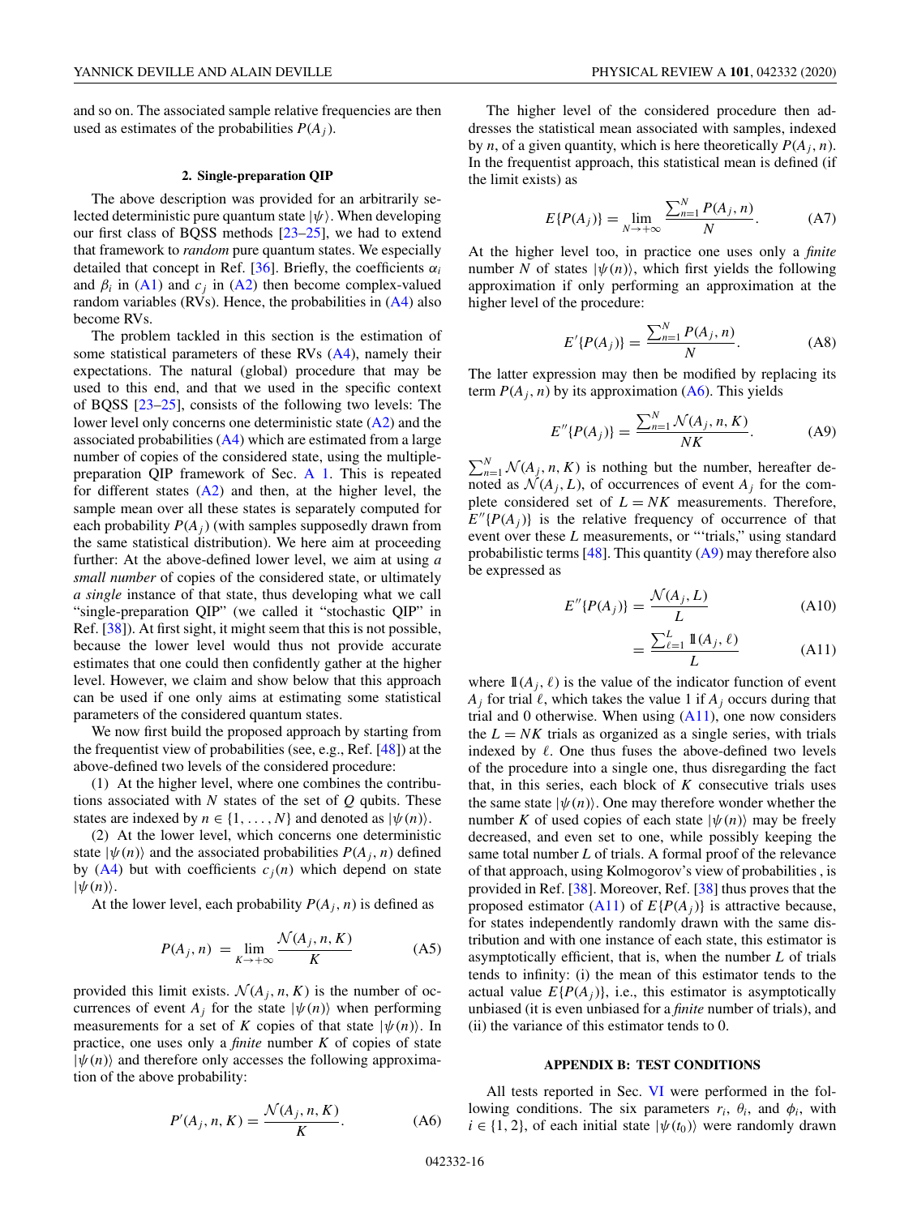and so on. The associated sample relative frequencies are then used as estimates of the probabilities $P(A_j)$.

#### 2. Single-preparation QIP

The above description was provided for an arbitrarily selected deterministic pure quantum state $|\psi\rangle$. When developing our first class of BQSS methods [23–25], we had to extend that framework to *random* pure quantum states. We especially detailed that concept in Ref. [36]. Briefly, the coefficients $\alpha_i$ and $\beta_i$ in (A1) and $c_j$ in (A2) then become complex-valued random variables (RVs). Hence, the probabilities in (A4) also become RVs.

The problem tackled in this section is the estimation of some statistical parameters of these RVs (A4), namely their expectations. The natural (global) procedure that may be used to this end, and that we used in the specific context of BQSS [23–25], consists of the following two levels: The lower level only concerns one deterministic state (A2) and the associated probabilities (A4) which are estimated from a large number of copies of the considered state, using the multiple-preparation QIP framework of Sec. A 1. This is repeated for different states (A2) and then, at the higher level, the sample mean over all these states is separately computed for each probability $P(A_j)$ (with samples supposedly drawn from the same statistical distribution). We here aim at proceeding further: At the above-defined lower level, we aim at using *a small number* of copies of the considered state, or ultimately *a single* instance of that state, thus developing what we call "single-preparation QIP" (we called it "stochastic QIP" in Ref. [38]). At first sight, it might seem that this is not possible, because the lower level would thus not provide accurate estimates that one could then confidently gather at the higher level. However, we claim and show below that this approach can be used if one only aims at estimating some statistical parameters of the considered quantum states.

We now first build the proposed approach by starting from the frequentist view of probabilities (see, e.g., Ref. [48]) at the above-defined two levels of the considered procedure:

(1) At the higher level, where one combines the contributions associated with $N$ states of the set of $Q$ qubits. These states are indexed by $n \in \{1, \ldots, N\}$ and denoted as $|\psi(n)\rangle$.

(2) At the lower level, which concerns one deterministic state $|\psi(n)\rangle$ and the associated probabilities $P(A_j, n)$ defined by (A4) but with coefficients $c_j(n)$ which depend on state $|\psi(n)\rangle$.

At the lower level, each probability $P(A_j, n)$ is defined as

$$P(A_j, n) = \lim_{K \to +\infty} \frac{\mathcal{N}(A_j, n, K)}{K} \tag{A5}$$

provided this limit exists. $\mathcal{N}(A_j, n, K)$ is the number of occurrences of event $A_j$ for the state $|\psi(n)\rangle$ when performing measurements for a set of $K$ copies of that state $|\psi(n)\rangle$. In practice, one uses only a *finite* number $K$ of copies of state $|\psi(n)\rangle$ and therefore only accesses the following approximation of the above probability:

$$P'(A_j, n, K) = \frac{\mathcal{N}(A_j, n, K)}{K}. \tag{A6}$$

The higher level of the considered procedure then addresses the statistical mean associated with samples, indexed by $n$, of a given quantity, which is here theoretically $P(A_j, n)$. In the frequentist approach, this statistical mean is defined (if the limit exists) as

$$E\{P(A_j)\} = \lim_{N \to +\infty} \frac{\sum_{n=1}^{N} P(A_j, n)}{N}. \tag{A7}$$

At the higher level too, in practice one uses only a *finite* number $N$ of states $|\psi(n)\rangle$, which first yields the following approximation if only performing an approximation at the higher level of the procedure:

$$E'\{P(A_j)\} = \frac{\sum_{n=1}^{N} P(A_j, n)}{N}. \tag{A8}$$

The latter expression may then be modified by replacing its term $P(A_j, n)$ by its approximation (A6). This yields

$$E''\{P(A_j)\} = \frac{\sum_{n=1}^{N} \mathcal{N}(A_j, n, K)}{NK}. \tag{A9}$$

$\sum_{n=1}^{N} \mathcal{N}(A_j, n, K)$ is nothing but the number, hereafter denoted as $\mathcal{N}(A_j, L)$, of occurrences of event $A_j$ for the complete considered set of $L = NK$ measurements. Therefore, $E''\{P(A_j)\}$ is the relative frequency of occurrence of that event over these $L$ measurements, or "'trials," using standard probabilistic terms [48]. This quantity (A9) may therefore also be expressed as

$$E''\{P(A_j)\} = \frac{\mathcal{N}(A_j, L)}{L} \tag{A10}$$

$$= \frac{\sum_{\ell=1}^{L} \mathbb{1}(A_j, \ell)}{L} \tag{A11}$$

where $\mathbb{1}(A_j, \ell)$ is the value of the indicator function of event $A_j$ for trial $\ell$, which takes the value 1 if $A_j$ occurs during that trial and 0 otherwise. When using (A11), one now considers the $L = NK$ trials as organized as a single series, with trials indexed by $\ell$. One thus fuses the above-defined two levels of the procedure into a single one, thus disregarding the fact that, in this series, each block of $K$ consecutive trials uses the same state $|\psi(n)\rangle$. One may therefore wonder whether the number $K$ of used copies of each state $|\psi(n)\rangle$ may be freely decreased, and even set to one, while possibly keeping the same total number $L$ of trials. A formal proof of the relevance of that approach, using Kolmogorov's view of probabilities , is provided in Ref. [38]. Moreover, Ref. [38] thus proves that the proposed estimator (A11) of $E\{P(A_j)\}$ is attractive because, for states independently randomly drawn with the same distribution and with one instance of each state, this estimator is asymptotically efficient, that is, when the number $L$ of trials tends to infinity: (i) the mean of this estimator tends to the actual value $E\{P(A_j)\}$, i.e., this estimator is asymptotically unbiased (it is even unbiased for a *finite* number of trials), and (ii) the variance of this estimator tends to 0.

## APPENDIX B: TEST CONDITIONS

All tests reported in Sec. VI were performed in the following conditions. The six parameters $r_i$, $\theta_i$, and $\phi_i$, with $i \in \{1, 2\}$, of each initial state $|\psi(t_0)\rangle$ were randomly drawn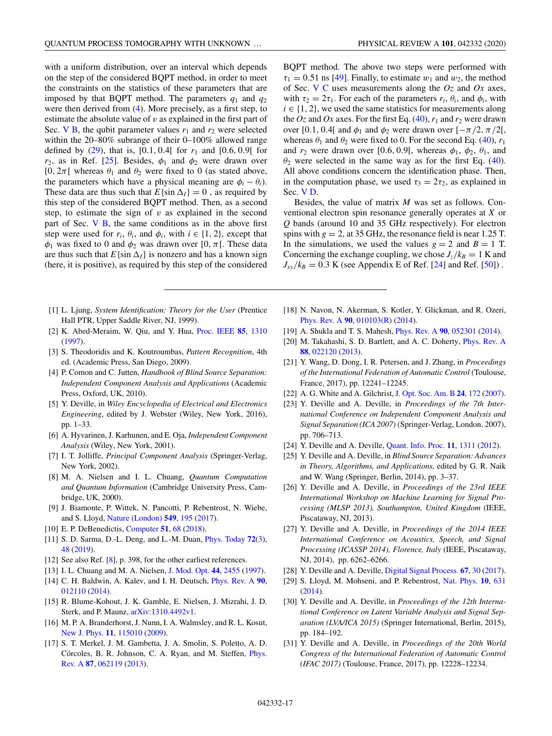with a uniform distribution, over an interval which depends on the step of the considered BQPT method, in order to meet the constraints on the statistics of these parameters that are imposed by that BQPT method. The parameters $q_1$ and $q_2$ were then derived from (4). More precisely, as a first step, to estimate the absolute value of $v$ as explained in the first part of Sec. V B, the qubit parameter values $r_1$ and $r_2$ were selected within the 20–80% subrange of their 0–100% allowed range defined by (29), that is, $[0.1, 0.4[$ for $r_1$ and $[0.6, 0.9[$ for $r_2$, as in Ref. [25]. Besides, $\phi_1$ and $\phi_2$ were drawn over $[0, 2\pi[$ whereas $\theta_1$ and $\theta_2$ were fixed to 0 (as stated above, the parameters which have a physical meaning are $\phi_i - \theta_i$). These data are thus such that $E\{\sin \Delta_I\} = 0$ , as required by this step of the considered BQPT method. Then, as a second step, to estimate the sign of $v$ as explained in the second part of Sec. V B, the same conditions as in the above first step were used for $r_i$, $\theta_i$, and $\phi_i$, with $i \in \{1, 2\}$, except that $\phi_1$ was fixed to 0 and $\phi_2$ was drawn over $[0, \pi[$. These data are thus such that $E\{\sin \Delta_I\}$ is nonzero and has a known sign (here, it is positive), as required by this step of the considered BQPT method. The above two steps were performed with $\tau_1 = 0.51$ ns [49]. Finally, to estimate $w_1$ and $w_2$, the method of Sec. V C uses measurements along the $Oz$ and $Ox$ axes, with $\tau_2 = 2\tau_1$. For each of the parameters $r_i$, $\theta_i$, and $\phi_i$, with $i \in \{1, 2\}$, we used the same statistics for measurements along the $Oz$ and $Ox$ axes. For the first Eq. (40), $r_1$ and $r_2$ were drawn over $[0.1, 0.4[$ and $\phi_1$ and $\phi_2$ were drawn over $[-\pi/2, \pi/2[$, whereas $\theta_1$ and $\theta_2$ were fixed to 0. For the second Eq. (40), $r_1$ and $r_2$ were drawn over $[0.6, 0.9[$, whereas $\phi_1$, $\phi_2$, $\theta_1$, and $\theta_2$ were selected in the same way as for the first Eq. (40). All above conditions concern the identification phase. Then, in the computation phase, we used $\tau_3 = 2\tau_2$, as explained in Sec. V D.

Besides, the value of matrix $M$ was set as follows. Conventional electron spin resonance generally operates at $X$ or $Q$ bands (around 10 and 35 GHz respectively). For electron spins with $g = 2$, at 35 GHz, the resonance field is near 1.25 T. In the simulations, we used the values $g = 2$ and $B = 1$ T. Concerning the exchange coupling, we chose $J_z/k_B = 1$ K and $J_{xy}/k_B = 0.3$ K (see Appendix E of Ref. [24] and Ref. [50]) .

---

[1] L. Ljung, *System Identification: Theory for the User* (Prentice Hall PTR, Upper Saddle River, NJ, 1999).

[2] K. Abed-Meraim, W. Qiu, and Y. Hua, Proc. IEEE **85**, 1310 (1997).

[3] S. Theodoridis and K. Koutroumbas, *Pattern Recognition*, 4th ed. (Academic Press, San Diego, 2009).

[4] P. Comon and C. Jutten, *Handbook of Blind Source Separation: Independent Component Analysis and Applications* (Academic Press, Oxford, UK, 2010).

[5] Y. Deville, in *Wiley Encyclopedia of Electrical and Electronics Engineering*, edited by J. Webster (Wiley, New York, 2016), pp. 1–33.

[6] A. Hyvarinen, J. Karhunen, and E. Oja, *Independent Component Analysis* (Wiley, New York, 2001).

[7] I. T. Jolliffe, *Principal Component Analysis* (Springer-Verlag, New York, 2002).

[8] M. A. Nielsen and I. L. Chuang, *Quantum Computation and Quantum Information* (Cambridge University Press, Cambridge, UK, 2000).

[9] J. Biamonte, P. Wittek, N. Pancotti, P. Rebentrost, N. Wiebe, and S. Lloyd, Nature (London) **549**, 195 (2017).

[10] E. P. DeBenedictis, Computer **51**, 68 (2018).

[11] S. D. Sarma, D.-L. Deng, and L.-M. Duan, Phys. Today **72**(3), 48 (2019).

[12] See also Ref. [8], p. 398, for the other earliest references.

[13] I. L. Chuang and M. A. Nielsen, J. Mod. Opt. **44**, 2455 (1997).

[14] C. H. Baldwin, A. Kalev, and I. H. Deutsch, Phys. Rev. A **90**, 012110 (2014).

[15] R. Blume-Kohout, J. K. Gamble, E. Nielsen, J. Mizrahi, J. D. Sterk, and P. Maunz, arXiv:1310.4492v1.

[16] M. P. A. Branderhorst, J. Nunn, I. A. Walmsley, and R. L. Kosut, New J. Phys. **11**, 115010 (2009).

[17] S. T. Merkel, J. M. Gambetta, J. A. Smolin, S. Poletto, A. D. Córcoles, B. R. Johnson, C. A. Ryan, and M. Steffen, Phys. Rev. A **87**, 062119 (2013).

[18] N. Navon, N. Akerman, S. Kotler, Y. Glickman, and R. Ozeri, Phys. Rev. A **90**, 010103(R) (2014).

[19] A. Shukla and T. S. Mahesh, Phys. Rev. A **90**, 052301 (2014).

[20] M. Takahashi, S. D. Bartlett, and A. C. Doherty, Phys. Rev. A **88**, 022120 (2013).

[21] Y. Wang, D. Dong, I. R. Petersen, and J. Zhang, in *Proceedings of the International Federation of Automatic Control* (Toulouse, France, 2017), pp. 12241–12245.

[22] A. G. White and A. Gilchrist, J. Opt. Soc. Am. B **24**, 172 (2007).

[23] Y. Deville and A. Deville, in *Proceedings of the 7th International Conference on Independent Component Analysis and Signal Separation (ICA 2007)* (Springer-Verlag, London, 2007), pp. 706–713.

[24] Y. Deville and A. Deville, Quant. Info. Proc. **11**, 1311 (2012).

[25] Y. Deville and A. Deville, in *Blind Source Separation: Advances in Theory, Algorithms, and Applications,* edited by G. R. Naik and W. Wang (Springer, Berlin, 2014), pp. 3–37.

[26] Y. Deville and A. Deville, in *Proceedings of the 23rd IEEE International Workshop on Machine Learning for Signal Processing (MLSP 2013), Southampton, United Kingdom* (IEEE, Piscataway, NJ, 2013).

[27] Y. Deville and A. Deville, in *Proceedings of the 2014 IEEE International Conference on Acoustics, Speech, and Signal Processing (ICASSP 2014), Florence, Italy* (IEEE, Piscataway, NJ, 2014), pp. 6262–6266.

[28] Y. Deville and A. Deville, Digital Signal Process. **67**, 30 (2017).

[29] S. Lloyd, M. Mohseni, and P. Rebentrost, Nat. Phys. **10**, 631 (2014).

[30] Y. Deville and A. Deville, in *Proceedings of the 12th International Conference on Latent Variable Analysis and Signal Separation (LVA/ICA 2015)* (Springer International, Berlin, 2015), pp. 184–192.

[31] Y. Deville and A. Deville, in *Proceedings of the 20th World Congress of the International Federation of Automatic Control (IFAC 2017)* (Toulouse, France, 2017), pp. 12228–12234.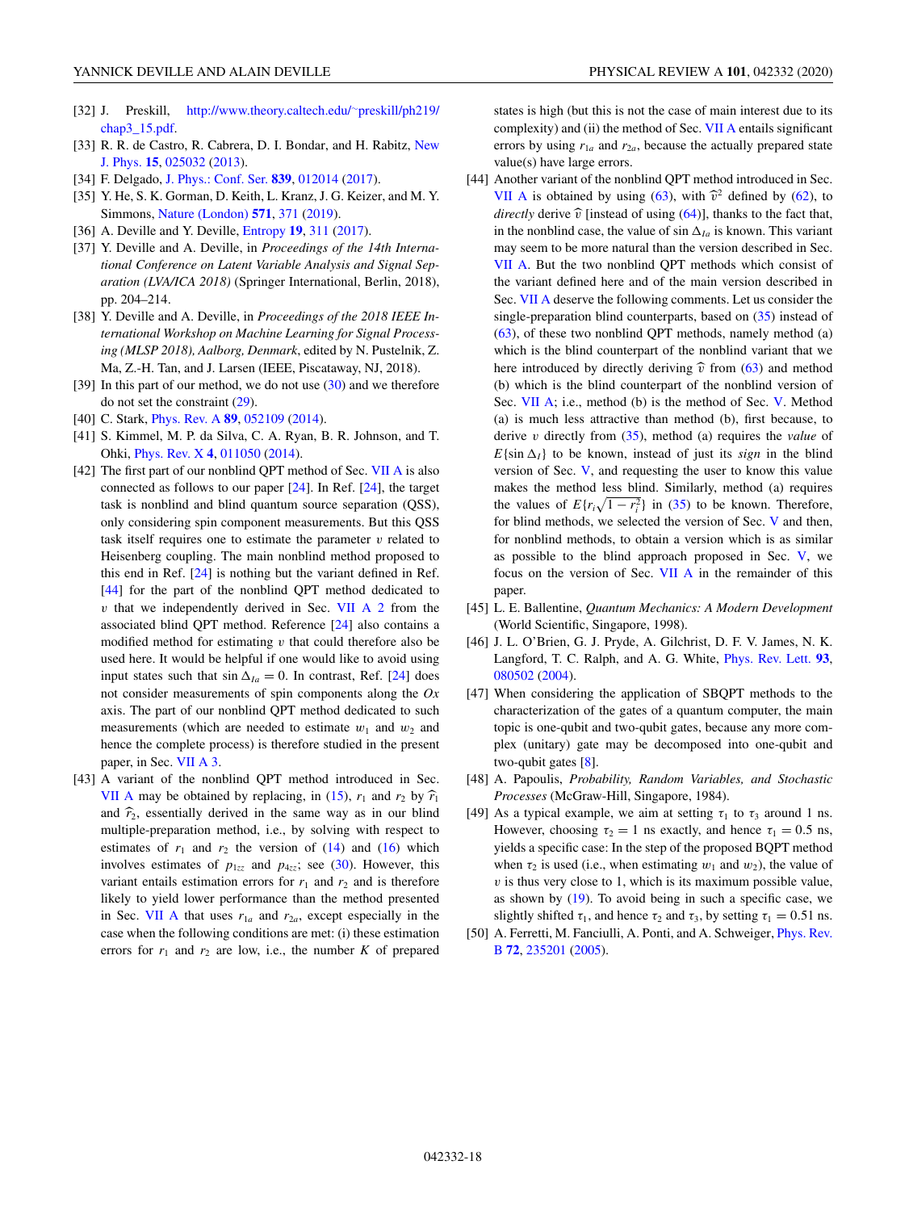[32] J. Preskill, http://www.theory.caltech.edu/~preskill/ph219/chap3_15.pdf.

[33] R. R. de Castro, R. Cabrera, D. I. Bondar, and H. Rabitz, New J. Phys. **15**, 025032 (2013).

[34] F. Delgado, J. Phys.: Conf. Ser. **839**, 012014 (2017).

[35] Y. He, S. K. Gorman, D. Keith, L. Kranz, J. G. Keizer, and M. Y. Simmons, Nature (London) **571**, 371 (2019).

[36] A. Deville and Y. Deville, Entropy **19**, 311 (2017).

[37] Y. Deville and A. Deville, in *Proceedings of the 14th International Conference on Latent Variable Analysis and Signal Separation (LVA/ICA 2018)* (Springer International, Berlin, 2018), pp. 204–214.

[38] Y. Deville and A. Deville, in *Proceedings of the 2018 IEEE International Workshop on Machine Learning for Signal Processing (MLSP 2018), Aalborg, Denmark*, edited by N. Pustelnik, Z. Ma, Z.-H. Tan, and J. Larsen (IEEE, Piscataway, NJ, 2018).

[39] In this part of our method, we do not use (30) and we therefore do not set the constraint (29).

[40] C. Stark, Phys. Rev. A **89**, 052109 (2014).

[41] S. Kimmel, M. P. da Silva, C. A. Ryan, B. R. Johnson, and T. Ohki, Phys. Rev. X **4**, 011050 (2014).

[42] The first part of our nonblind QPT method of Sec. VII A is also connected as follows to our paper [24]. In Ref. [24], the target task is nonblind and blind quantum source separation (QSS), only considering spin component measurements. But this QSS task itself requires one to estimate the parameter $v$ related to Heisenberg coupling. The main nonblind method proposed to this end in Ref. [24] is nothing but the variant defined in Ref. [44] for the part of the nonblind QPT method dedicated to $v$ that we independently derived in Sec. VII A 2 from the associated blind QPT method. Reference [24] also contains a modified method for estimating $v$ that could therefore also be used here. It would be helpful if one would like to avoid using input states such that $\sin \Delta_{Ia} = 0$. In contrast, Ref. [24] does not consider measurements of spin components along the $Ox$ axis. The part of our nonblind QPT method dedicated to such measurements (which are needed to estimate $w_1$ and $w_2$ and hence the complete process) is therefore studied in the present paper, in Sec. VII A 3.

[43] A variant of the nonblind QPT method introduced in Sec. VII A may be obtained by replacing, in (15), $r_1$ and $r_2$ by $\widehat{r}_1$ and $\widehat{r}_2$, essentially derived in the same way as in our blind multiple-preparation method, i.e., by solving with respect to estimates of $r_1$ and $r_2$ the version of (14) and (16) which involves estimates of $p_{1zz}$ and $p_{4zz}$; see (30). However, this variant entails estimation errors for $r_1$ and $r_2$ and is therefore likely to yield lower performance than the method presented in Sec. VII A that uses $r_{1a}$ and $r_{2a}$, except especially in the case when the following conditions are met: (i) these estimation errors for $r_1$ and $r_2$ are low, i.e., the number $K$ of prepared states is high (but this is not the case of main interest due to its complexity) and (ii) the method of Sec. VII A entails significant errors by using $r_{1a}$ and $r_{2a}$, because the actually prepared state value(s) have large errors.

[44] Another variant of the nonblind QPT method introduced in Sec. VII A is obtained by using (63), with $\widehat{v}^2$ defined by (62), to *directly* derive $\widehat{v}$ [instead of using (64)], thanks to the fact that, in the nonblind case, the value of $\sin \Delta_{Ia}$ is known. This variant may seem to be more natural than the version described in Sec. VII A. But the two nonblind QPT methods which consist of the variant defined here and of the main version described in Sec. VII A deserve the following comments. Let us consider the single-preparation blind counterparts, based on (35) instead of (63), of these two nonblind QPT methods, namely method (a) which is the blind counterpart of the nonblind variant that we here introduced by directly deriving $\widehat{v}$ from (63) and method (b) which is the blind counterpart of the nonblind version of Sec. VII A; i.e., method (b) is the method of Sec. V. Method (a) is much less attractive than method (b), first because, to derive $v$ directly from (35), method (a) requires the *value* of $E\{\sin \Delta_I\}$ to be known, instead of just its *sign* in the blind version of Sec. V, and requesting the user to know this value makes the method less blind. Similarly, method (a) requires the values of $E\{r_i\sqrt{1-r_i^2}\}$ in (35) to be known. Therefore, for blind methods, we selected the version of Sec. V and then, for nonblind methods, to obtain a version which is as similar as possible to the blind approach proposed in Sec. V, we focus on the version of Sec. VII A in the remainder of this paper.

[45] L. E. Ballentine, *Quantum Mechanics: A Modern Development* (World Scientific, Singapore, 1998).

[46] J. L. O'Brien, G. J. Pryde, A. Gilchrist, D. F. V. James, N. K. Langford, T. C. Ralph, and A. G. White, Phys. Rev. Lett. **93**, 080502 (2004).

[47] When considering the application of SBQPT methods to the characterization of the gates of a quantum computer, the main topic is one-qubit and two-qubit gates, because any more complex (unitary) gate may be decomposed into one-qubit and two-qubit gates [8].

[48] A. Papoulis, *Probability, Random Variables, and Stochastic Processes* (McGraw-Hill, Singapore, 1984).

[49] As a typical example, we aim at setting $\tau_1$ to $\tau_3$ around 1 ns. However, choosing $\tau_2 = 1$ ns exactly, and hence $\tau_1 = 0.5$ ns, yields a specific case: In the step of the proposed BQPT method when $\tau_2$ is used (i.e., when estimating $w_1$ and $w_2$), the value of $v$ is thus very close to 1, which is its maximum possible value, as shown by (19). To avoid being in such a specific case, we slightly shifted $\tau_1$, and hence $\tau_2$ and $\tau_3$, by setting $\tau_1 = 0.51$ ns.

[50] A. Ferretti, M. Fanciulli, A. Ponti, and A. Schweiger, Phys. Rev. B **72**, 235201 (2005).